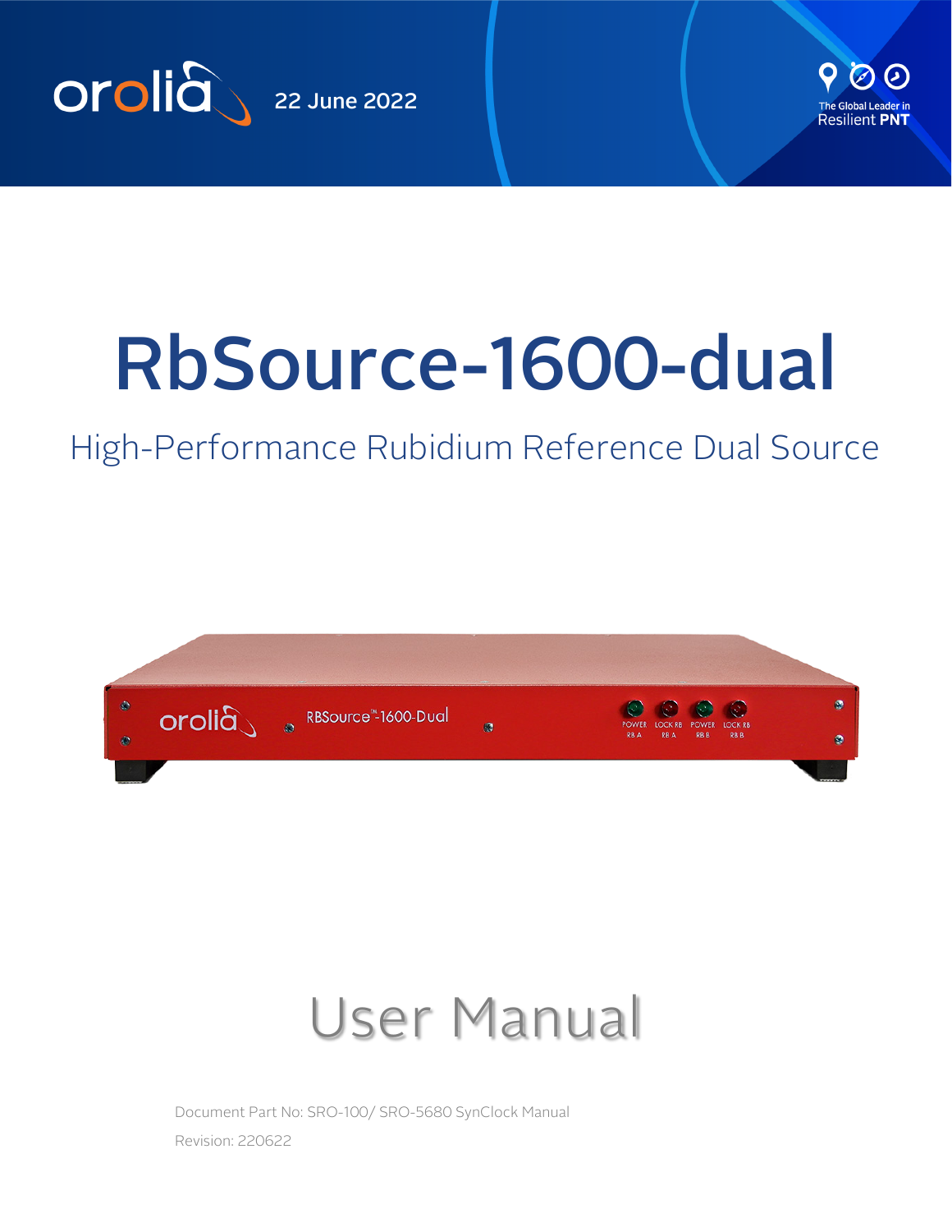orolia

22 June 2022

The Global Leader in Resilient PNT

# RbSource-1600-dual

## High-Performance Rubidium Reference Dual Source

# User Manual

Document Part No: SRO-100/ SRO-5680 SynClock Manual

Revision: 220622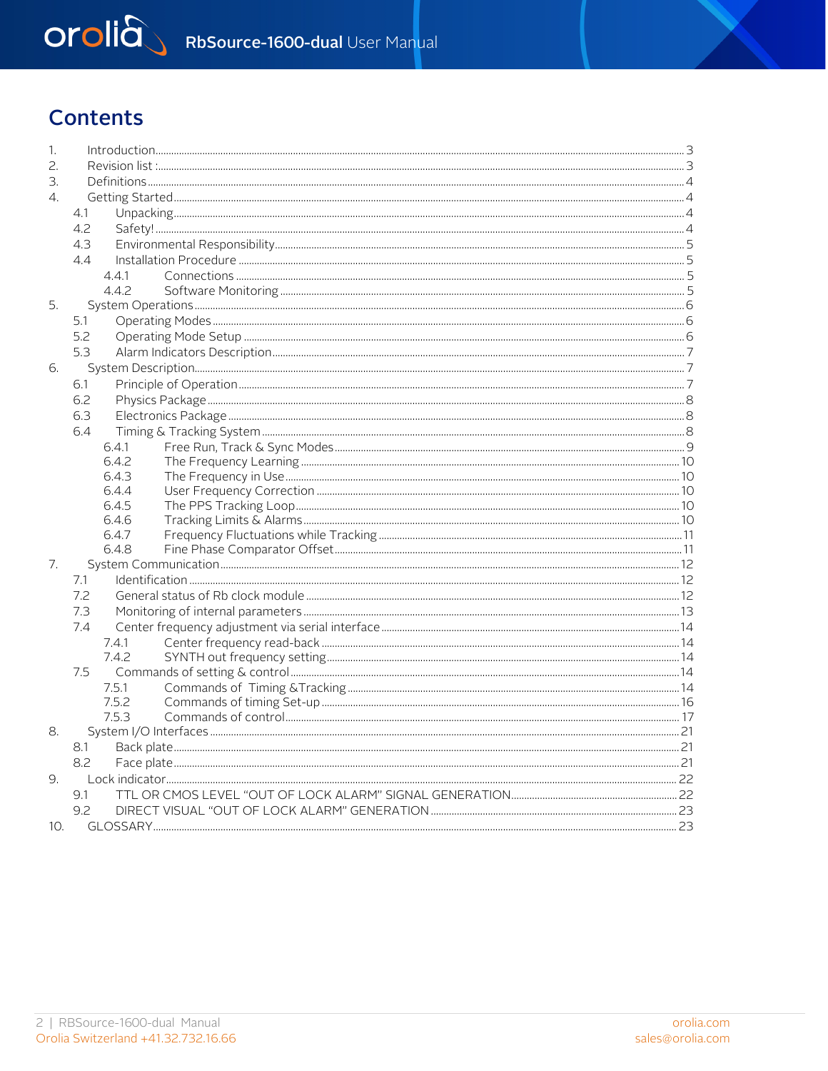# Contents

1. Introduction ..... 3
2. Revision list : ..... 3
3. Definitions ..... 4
4. Getting Started ..... 4
   - 4.1 Unpacking ..... 4
   - 4.2 Safety! ..... 4
   - 4.3 Environmental Responsibility ..... 5
   - 4.4 Installation Procedure ..... 5
     - 4.4.1 Connections ..... 5
     - 4.4.2 Software Monitoring ..... 5
5. System Operations ..... 6
   - 5.1 Operating Modes ..... 6
   - 5.2 Operating Mode Setup ..... 6
   - 5.3 Alarm Indicators Description ..... 7
6. System Description ..... 7
   - 6.1 Principle of Operation ..... 7
   - 6.2 Physics Package ..... 8
   - 6.3 Electronics Package ..... 8
   - 6.4 Timing & Tracking System ..... 8
     - 6.4.1 Free Run, Track & Sync Modes ..... 9
     - 6.4.2 The Frequency Learning ..... 10
     - 6.4.3 The Frequency in Use ..... 10
     - 6.4.4 User Frequency Correction ..... 10
     - 6.4.5 The PPS Tracking Loop ..... 10
     - 6.4.6 Tracking Limits & Alarms ..... 10
     - 6.4.7 Frequency Fluctuations while Tracking ..... 11
     - 6.4.8 Fine Phase Comparator Offset ..... 11
7. System Communication ..... 12
   - 7.1 Identification ..... 12
   - 7.2 General status of Rb clock module ..... 12
   - 7.3 Monitoring of internal parameters ..... 13
   - 7.4 Center frequency adjustment via serial interface ..... 14
     - 7.4.1 Center frequency read-back ..... 14
     - 7.4.2 SYNTH out frequency setting ..... 14
   - 7.5 Commands of setting & control ..... 14
     - 7.5.1 Commands of Timing &Tracking ..... 14
     - 7.5.2 Commands of timing Set-up ..... 16
     - 7.5.3 Commands of control ..... 17
8. System I/O Interfaces ..... 21
   - 8.1 Back plate ..... 21
   - 8.2 Face plate ..... 21
9. Lock indicator ..... 22
   - 9.1 TTL OR CMOS LEVEL "OUT OF LOCK ALARM" SIGNAL GENERATION ..... 22
   - 9.2 DIRECT VISUAL "OUT OF LOCK ALARM" GENERATION ..... 23
10. GLOSSARY ..... 23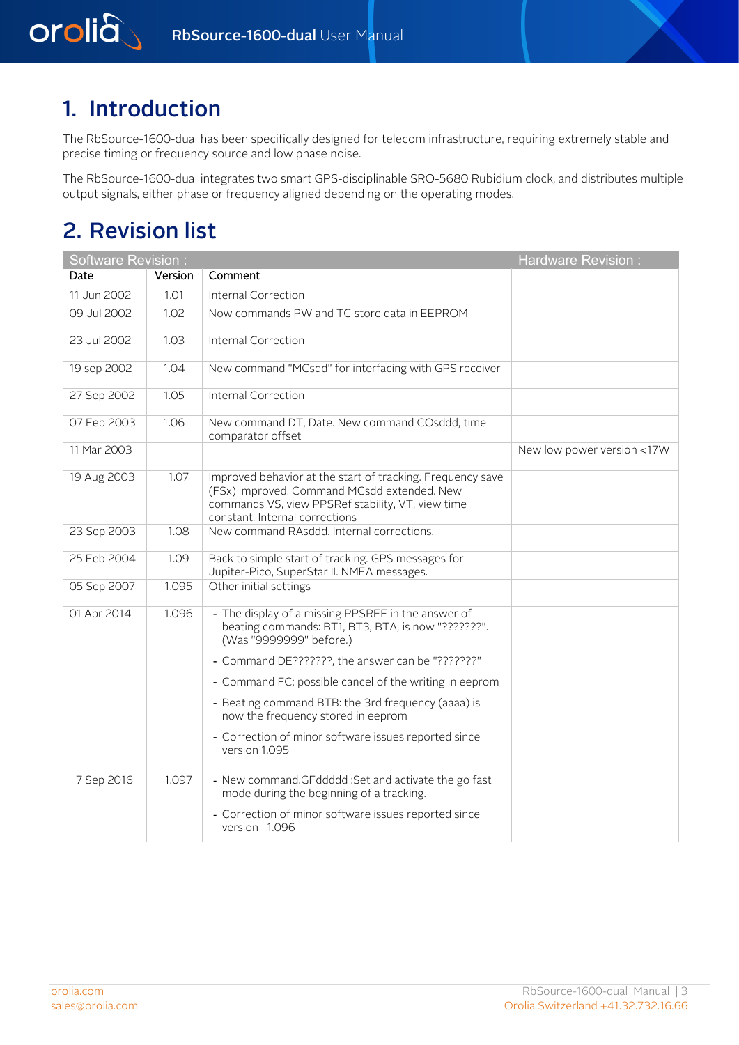# 1. Introduction

The RbSource-1600-dual has been specifically designed for telecom infrastructure, requiring extremely stable and precise timing or frequency source and low phase noise.

The RbSource-1600-dual integrates two smart GPS-disciplinable SRO-5680 Rubidium clock, and distributes multiple output signals, either phase or frequency aligned depending on the operating modes.

# 2. Revision list

| Software Revision : | | | Hardware Revision : |
|---|---|---|---|
| Date | Version | Comment | |
| 11 Jun 2002 | 1.01 | Internal Correction | |
| 09 Jul 2002 | 1.02 | Now commands PW and TC store data in EEPROM | |
| 23 Jul 2002 | 1.03 | Internal Correction | |
| 19 sep 2002 | 1.04 | New command "MCsdd" for interfacing with GPS receiver | |
| 27 Sep 2002 | 1.05 | Internal Correction | |
| 07 Feb 2003 | 1.06 | New command DT, Date. New command COsddd, time comparator offset | |
| 11 Mar 2003 | | | New low power version <17W |
| 19 Aug 2003 | 1.07 | Improved behavior at the start of tracking. Frequency save (FSx) improved. Command MCsdd extended. New commands VS, view PPSRef stability, VT, view time constant. Internal corrections | |
| 23 Sep 2003 | 1.08 | New command RAsddd. Internal corrections. | |
| 25 Feb 2004 | 1.09 | Back to simple start of tracking. GPS messages for Jupiter-Pico, SuperStar II. NMEA messages. | |
| 05 Sep 2007 | 1.095 | Other initial settings | |
| 01 Apr 2014 | 1.096 | - The display of a missing PPSREF in the answer of beating commands: BT1, BT3, BTA, is now "???????". (Was "9999999" before.)<br>- Command DE???????, the answer can be "???????"<br>- Command FC: possible cancel of the writing in eeprom<br>- Beating command BTB: the 3rd frequency (aaaa) is now the frequency stored in eeprom<br>- Correction of minor software issues reported since version 1.095 | |
| 7 Sep 2016 | 1.097 | - New command.GFddddd :Set and activate the go fast mode during the beginning of a tracking.<br>- Correction of minor software issues reported since version 1.096 | |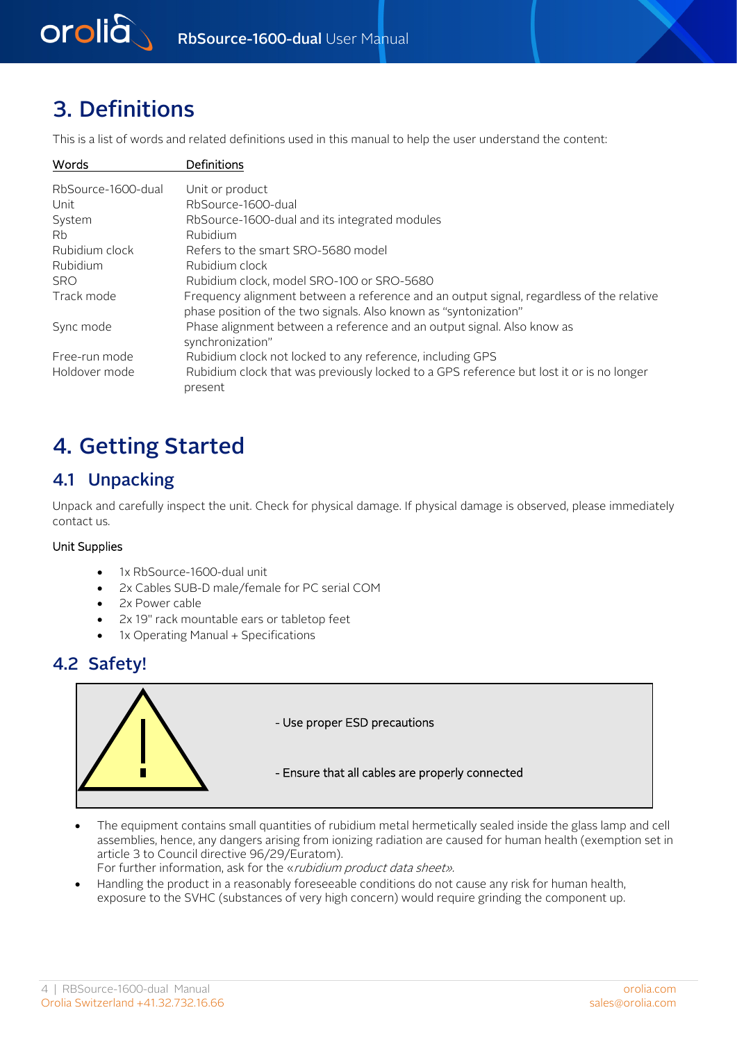# 3. Definitions

This is a list of words and related definitions used in this manual to help the user understand the content:

| Words | Definitions |
|---|---|
| RbSource-1600-dual | Unit or product |
| Unit | RbSource-1600-dual |
| System | RbSource-1600-dual and its integrated modules |
| Rb | Rubidium |
| Rubidium clock | Refers to the smart SRO-5680 model |
| Rubidium | Rubidium clock |
| SRO | Rubidium clock, model SRO-100 or SRO-5680 |
| Track mode | Frequency alignment between a reference and an output signal, regardless of the relative phase position of the two signals. Also known as "syntonization" |
| Sync mode | Phase alignment between a reference and an output signal. Also know as synchronization" |
| Free-run mode | Rubidium clock not locked to any reference, including GPS |
| Holdover mode | Rubidium clock that was previously locked to a GPS reference but lost it or is no longer present |

# 4. Getting Started

## 4.1 Unpacking

Unpack and carefully inspect the unit. Check for physical damage. If physical damage is observed, please immediately contact us.

Unit Supplies

- 1x RbSource-1600-dual unit
- 2x Cables SUB-D male/female for PC serial COM
- 2x Power cable
- 2x 19" rack mountable ears or tabletop feet
- 1x Operating Manual + Specifications

## 4.2 Safety!

- Use proper ESD precautions

- Ensure that all cables are properly connected

- The equipment contains small quantities of rubidium metal hermetically sealed inside the glass lamp and cell assemblies, hence, any dangers arising from ionizing radiation are caused for human health (exemption set in article 3 to Council directive 96/29/Euratom).
  For further information, ask for the «*rubidium product data sheet*».
- Handling the product in a reasonably foreseeable conditions do not cause any risk for human health, exposure to the SVHC (substances of very high concern) would require grinding the component up.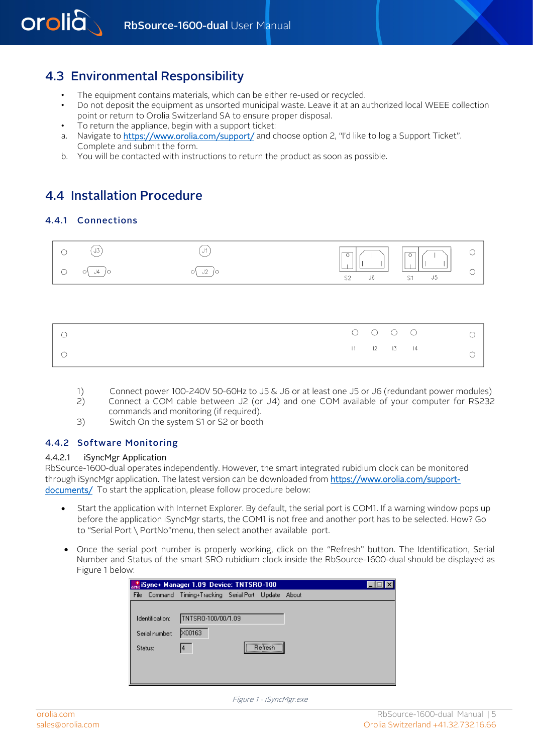## 4.3 Environmental Responsibility

- The equipment contains materials, which can be either re-used or recycled.
- Do not deposit the equipment as unsorted municipal waste. Leave it at an authorized local WEEE collection point or return to Orolia Switzerland SA to ensure proper disposal.
- To return the appliance, begin with a support ticket:

a. Navigate to https://www.orolia.com/support/ and choose option 2, "I'd like to log a Support Ticket". Complete and submit the form.

b. You will be contacted with instructions to return the product as soon as possible.

## 4.4 Installation Procedure

### 4.4.1 Connections

J3 J1 J4 J2 S2 J6 S1 J5

I1 I2 I3 I4

1) Connect power 100-240V 50-60Hz to J5 & J6 or at least one J5 or J6 (redundant power modules)
2) Connect a COM cable between J2 (or J4) and one COM available of your computer for RS232 commands and monitoring (if required).
3) Switch On the system S1 or S2 or booth

### 4.4.2 Software Monitoring

#### 4.4.2.1 iSyncMgr Application

RbSource-1600-dual operates independently. However, the smart integrated rubidium clock can be monitored through iSyncMgr application. The latest version can be downloaded from https://www.orolia.com/support-documents/ To start the application, please follow procedure below:

- Start the application with Internet Explorer. By default, the serial port is COM1. If a warning window pops up before the application iSyncMgr starts, the COM1 is not free and another port has to be selected. How? Go to "Serial Port \ PortNo"menu, then select another available port.

- Once the serial port number is properly working, click on the "Refresh" button. The Identification, Serial Number and Status of the smart SRO rubidium clock inside the RbSource-1600-dual should be displayed as Figure 1 below:

iSync+ Manager 1.09 Device: TNTSRO-100

File Command Timing+Tracking Serial Port Update About

Identification: TNTSRO-100/00/1.09

Serial number: X00163

Status: 4

Refresh

*Figure 1 - iSyncMgr.exe*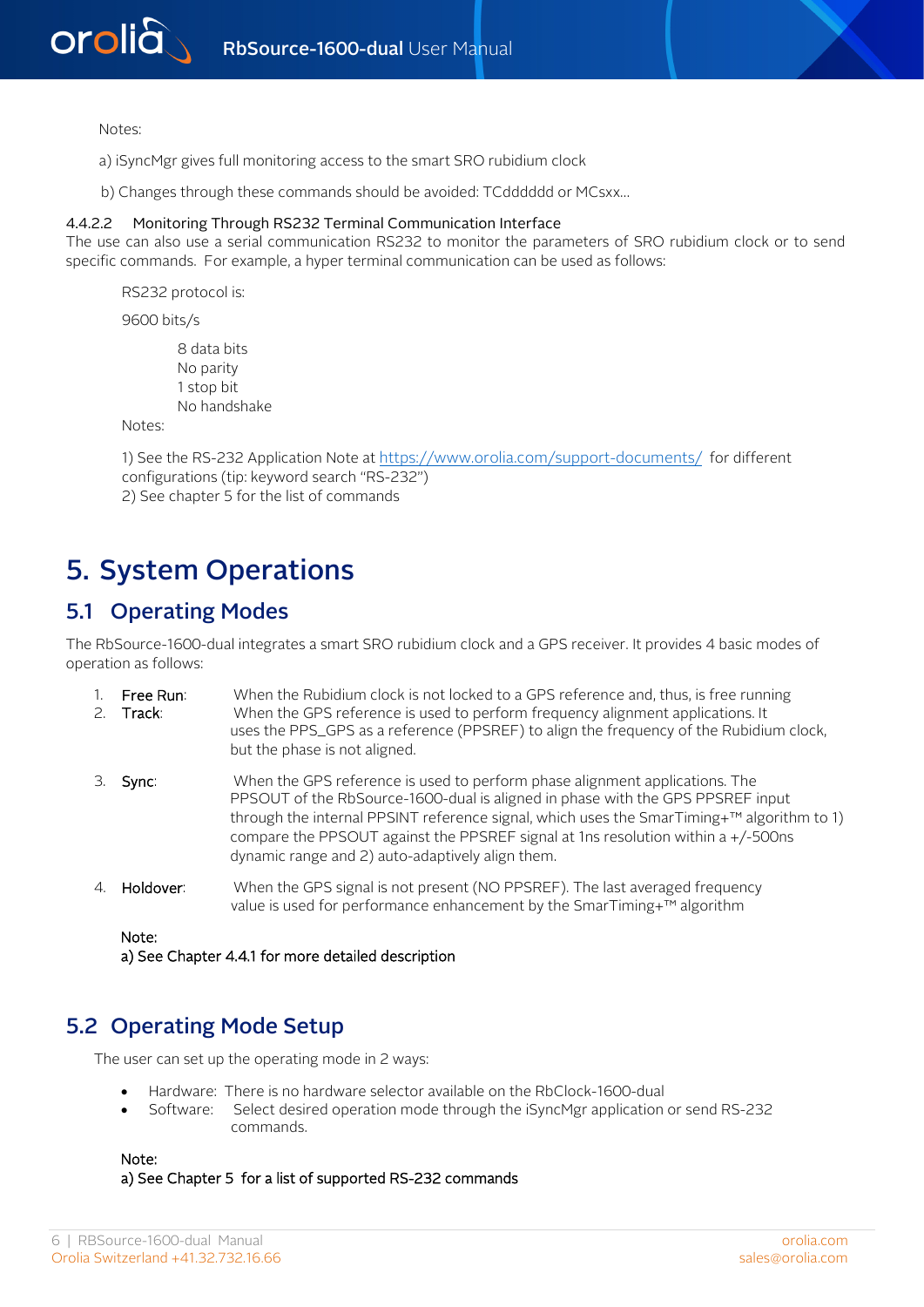Notes:

a) iSyncMgr gives full monitoring access to the smart SRO rubidium clock

b) Changes through these commands should be avoided: TCdddddd or MCsxx…

#### 4.4.2.2 Monitoring Through RS232 Terminal Communication Interface

The use can also use a serial communication RS232 to monitor the parameters of SRO rubidium clock or to send specific commands. For example, a hyper terminal communication can be used as follows:

RS232 protocol is:

9600 bits/s

8 data bits
No parity
1 stop bit
No handshake

Notes:

1) See the RS-232 Application Note at https://www.orolia.com/support-documents/ for different configurations (tip: keyword search "RS-232")
2) See chapter 5 for the list of commands

# 5. System Operations

## 5.1 Operating Modes

The RbSource-1600-dual integrates a smart SRO rubidium clock and a GPS receiver. It provides 4 basic modes of operation as follows:

1. **Free Run**: When the Rubidium clock is not locked to a GPS reference and, thus, is free running
2. **Track**: When the GPS reference is used to perform frequency alignment applications. It uses the PPS_GPS as a reference (PPSREF) to align the frequency of the Rubidium clock, but the phase is not aligned.
3. **Sync**: When the GPS reference is used to perform phase alignment applications. The PPSOUT of the RbSource-1600-dual is aligned in phase with the GPS PPSREF input through the internal PPSINT reference signal, which uses the SmarTiming+™ algorithm to 1) compare the PPSOUT against the PPSREF signal at 1ns resolution within a +/-500ns dynamic range and 2) auto-adaptively align them.
4. **Holdover**: When the GPS signal is not present (NO PPSREF). The last averaged frequency value is used for performance enhancement by the SmarTiming+™ algorithm

Note:
a) See Chapter 4.4.1 for more detailed description

## 5.2 Operating Mode Setup

The user can set up the operating mode in 2 ways:

- Hardware: There is no hardware selector available on the RbClock-1600-dual
- Software: Select desired operation mode through the iSyncMgr application or send RS-232 commands.

Note:
a) See Chapter 5 for a list of supported RS-232 commands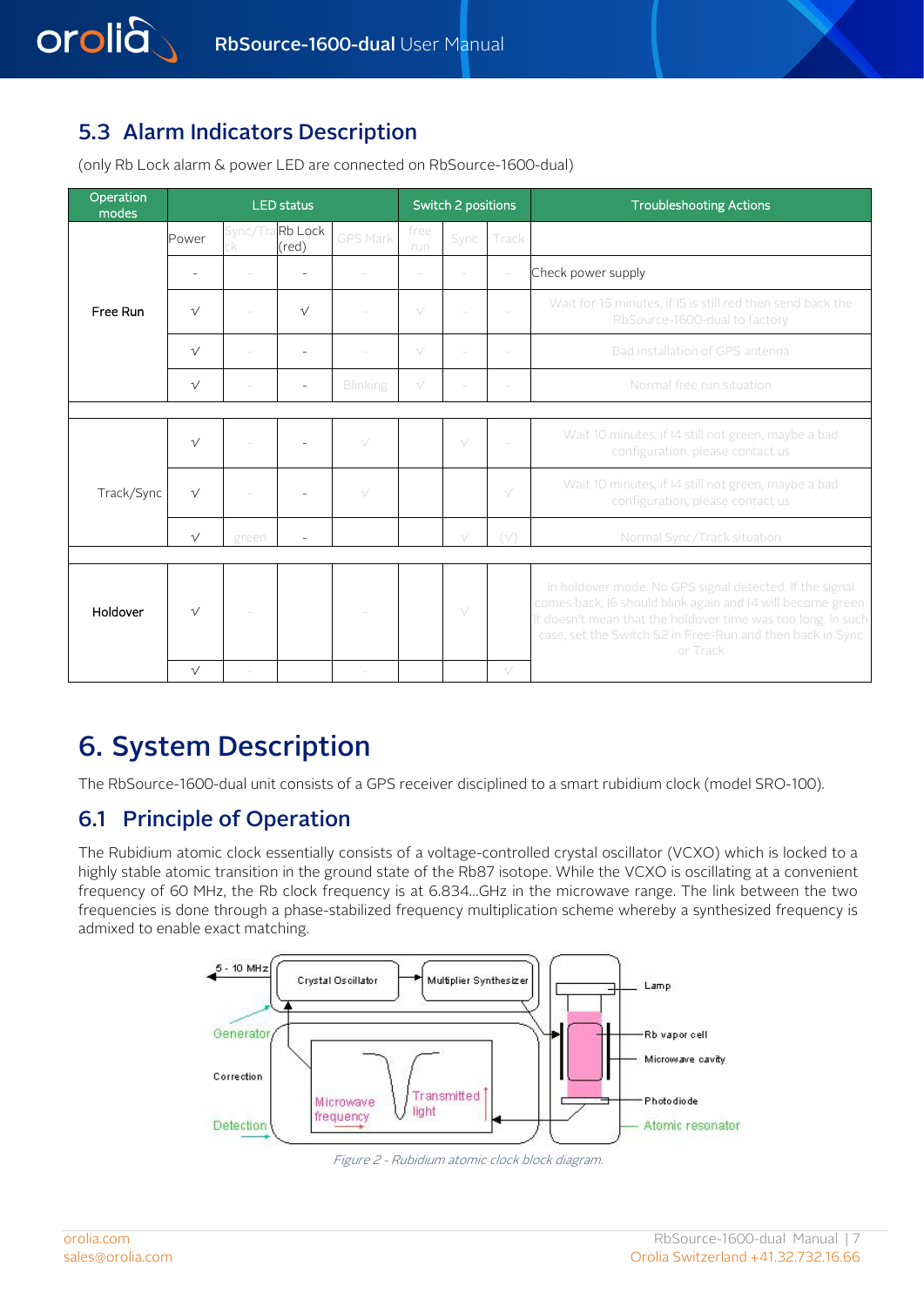## 5.3 Alarm Indicators Description

(only Rb Lock alarm & power LED are connected on RbSource-1600-dual)

| Operation modes | LED status | | | | Switch 2 positions | | | Troubleshooting Actions |
|---|---|---|---|---|---|---|---|---|
| | Power | Sync/Track | Rb Lock (red) | GPS Mark | free run | Sync | Track | |
| Free Run | - | - | - | - | - | - | - | Check power supply |
| | √ | - | √ | - | √ | - | - | Wait for 15 minutes, if I5 is still red then send back the RbSource-1600-dual to factory |
| | √ | - | - | - | √ | - | - | Bad installation of GPS antenna |
| | √ | - | - | Blinking | √ | - | - | Normal free run situation |
| | | | | | | | | |
| Track/Sync | √ | - | - | √ | | √ | - | Wait 10 minutes, if I4 still not green, maybe a bad configuration, please contact us |
| | √ | - | - | √ | | | √ | Wait 10 minutes, if I4 still not green, maybe a bad configuration, please contact us |
| | √ | green | - | | | √ | (√) | Normal Sync/Track situation |
| | | | | | | | | |
| Holdover | √ | - | | - | | √ | | In holdover mode. No GPS signal detected. If the signal comes back, I6 should blink again and I4 will become green. It doesn't mean that the holdover time was too long. In such case, set the Switch S2 in Free-Run and then back in Sync or Track |
| | √ | - | | - | | | √ | |

# 6. System Description

The RbSource-1600-dual unit consists of a GPS receiver disciplined to a smart rubidium clock (model SRO-100).

## 6.1 Principle of Operation

The Rubidium atomic clock essentially consists of a voltage-controlled crystal oscillator (VCXO) which is locked to a highly stable atomic transition in the ground state of the Rb87 isotope. While the VCXO is oscillating at a convenient frequency of 60 MHz, the Rb clock frequency is at 6.834...GHz in the microwave range. The link between the two frequencies is done through a phase-stabilized frequency multiplication scheme whereby a synthesized frequency is admixed to enable exact matching.

*Figure 2 - Rubidium atomic clock block diagram.*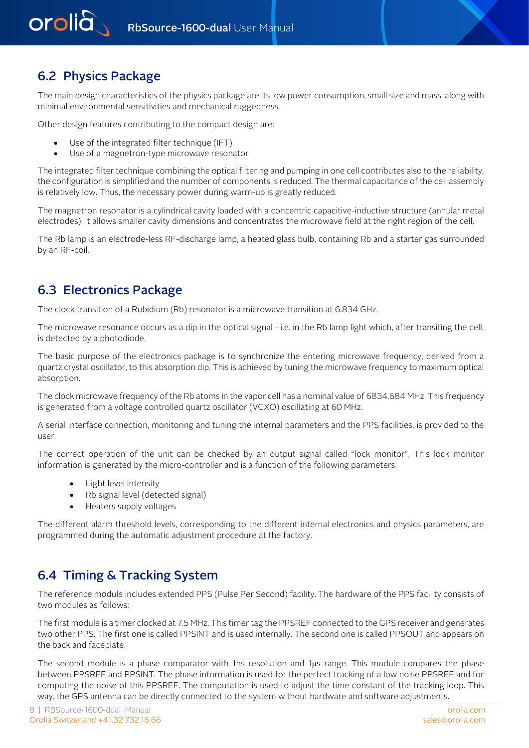## 6.2 Physics Package

The main design characteristics of the physics package are its low power consumption, small size and mass, along with minimal environmental sensitivities and mechanical ruggedness.

Other design features contributing to the compact design are:

- Use of the integrated filter technique (IFT)
- Use of a magnetron-type microwave resonator

The integrated filter technique combining the optical filtering and pumping in one cell contributes also to the reliability, the configuration is simplified and the number of components is reduced. The thermal capacitance of the cell assembly is relatively low. Thus, the necessary power during warm-up is greatly reduced.

The magnetron resonator is a cylindrical cavity loaded with a concentric capacitive-inductive structure (annular metal electrodes). It allows smaller cavity dimensions and concentrates the microwave field at the right region of the cell.

The Rb lamp is an electrode-less RF-discharge lamp, a heated glass bulb, containing Rb and a starter gas surrounded by an RF-coil.

## 6.3 Electronics Package

The clock transition of a Rubidium (Rb) resonator is a microwave transition at 6.834 GHz.

The microwave resonance occurs as a dip in the optical signal - i.e. in the Rb lamp light which, after transiting the cell, is detected by a photodiode.

The basic purpose of the electronics package is to synchronize the entering microwave frequency, derived from a quartz crystal oscillator, to this absorption dip. This is achieved by tuning the microwave frequency to maximum optical absorption.

The clock microwave frequency of the Rb atoms in the vapor cell has a nominal value of 6834.684 MHz. This frequency is generated from a voltage controlled quartz oscillator (VCXO) oscillating at 60 MHz.

A serial interface connection, monitoring and tuning the internal parameters and the PPS facilities, is provided to the user.

The correct operation of the unit can be checked by an output signal called "lock monitor". This lock monitor information is generated by the micro-controller and is a function of the following parameters:

- Light level intensity
- Rb signal level (detected signal)
- Heaters supply voltages

The different alarm threshold levels, corresponding to the different internal electronics and physics parameters, are programmed during the automatic adjustment procedure at the factory.

## 6.4 Timing & Tracking System

The reference module includes extended PPS (Pulse Per Second) facility. The hardware of the PPS facility consists of two modules as follows:

The first module is a timer clocked at 7.5 MHz. This timer tag the PPSREF connected to the GPS receiver and generates two other PPS. The first one is called PPSINT and is used internally. The second one is called PPSOUT and appears on the back and faceplate.

The second module is a phase comparator with 1ns resolution and 1µs range. This module compares the phase between PPSREF and PPSINT. The phase information is used for the perfect tracking of a low noise PPSREF and for computing the noise of this PPSREF. The computation is used to adjust the time constant of the tracking loop. This way, the GPS antenna can be directly connected to the system without hardware and software adjustments.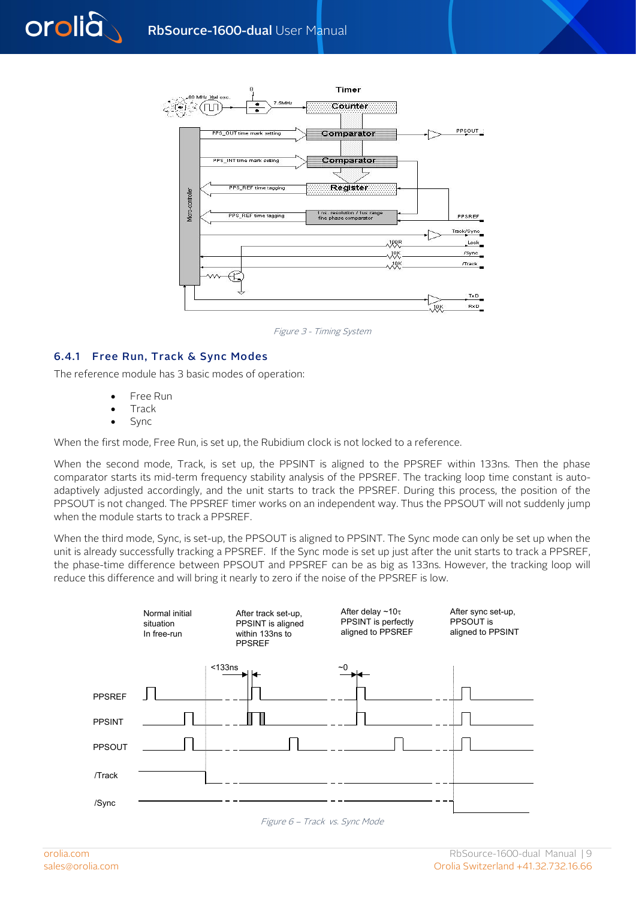Figure 3 - Timing System

### 6.4.1 Free Run, Track & Sync Modes

The reference module has 3 basic modes of operation:

- Free Run
- Track
- Sync

When the first mode, Free Run, is set up, the Rubidium clock is not locked to a reference.

When the second mode, Track, is set up, the PPSINT is aligned to the PPSREF within 133ns. Then the phase comparator starts its mid-term frequency stability analysis of the PPSREF. The tracking loop time constant is auto-adaptively adjusted accordingly, and the unit starts to track the PPSREF. During this process, the position of the PPSOUT is not changed. The PPSREF timer works on an independent way. Thus the PPSOUT will not suddenly jump when the module starts to track a PPSREF.

When the third mode, Sync, is set-up, the PPSOUT is aligned to PPSINT. The Sync mode can only be set up when the unit is already successfully tracking a PPSREF. If the Sync mode is set up just after the unit starts to track a PPSREF, the phase-time difference between PPSOUT and PPSREF can be as big as 133ns. However, the tracking loop will reduce this difference and will bring it nearly to zero if the noise of the PPSREF is low.

Figure 6 – Track vs. Sync Mode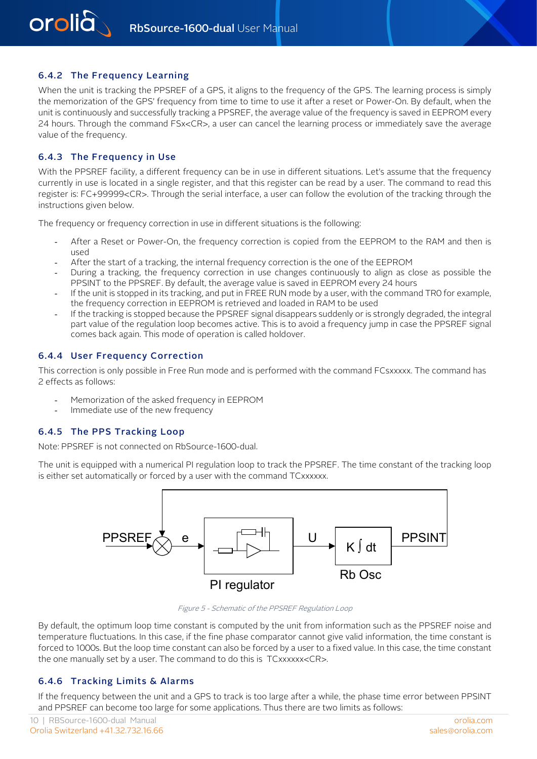### 6.4.2 The Frequency Learning

When the unit is tracking the PPSREF of a GPS, it aligns to the frequency of the GPS. The learning process is simply the memorization of the GPS' frequency from time to time to use it after a reset or Power-On. By default, when the unit is continuously and successfully tracking a PPSREF, the average value of the frequency is saved in EEPROM every 24 hours. Through the command FSx<CR>, a user can cancel the learning process or immediately save the average value of the frequency.

### 6.4.3 The Frequency in Use

With the PPSREF facility, a different frequency can be in use in different situations. Let's assume that the frequency currently in use is located in a single register, and that this register can be read by a user. The command to read this register is: FC+99999<CR>. Through the serial interface, a user can follow the evolution of the tracking through the instructions given below.

The frequency or frequency correction in use in different situations is the following:

- After a Reset or Power-On, the frequency correction is copied from the EEPROM to the RAM and then is used
- After the start of a tracking, the internal frequency correction is the one of the EEPROM
- During a tracking, the frequency correction in use changes continuously to align as close as possible the PPSINT to the PPSREF. By default, the average value is saved in EEPROM every 24 hours
- If the unit is stopped in its tracking, and put in FREE RUN mode by a user, with the command TR0 for example, the frequency correction in EEPROM is retrieved and loaded in RAM to be used
- If the tracking is stopped because the PPSREF signal disappears suddenly or is strongly degraded, the integral part value of the regulation loop becomes active. This is to avoid a frequency jump in case the PPSREF signal comes back again. This mode of operation is called holdover.

### 6.4.4 User Frequency Correction

This correction is only possible in Free Run mode and is performed with the command FCsxxxxx. The command has 2 effects as follows:

- Memorization of the asked frequency in EEPROM
- Immediate use of the new frequency

### 6.4.5 The PPS Tracking Loop

Note: PPSREF is not connected on RbSource-1600-dual.

The unit is equipped with a numerical PI regulation loop to track the PPSREF. The time constant of the tracking loop is either set automatically or forced by a user with the command TCxxxxxx.

PPSREF, e, PI regulator, U, $K \int dt$, Rb Osc, PPSINT

*Figure 5 - Schematic of the PPSREF Regulation Loop*

By default, the optimum loop time constant is computed by the unit from information such as the PPSREF noise and temperature fluctuations. In this case, if the fine phase comparator cannot give valid information, the time constant is forced to 1000s. But the loop time constant can also be forced by a user to a fixed value. In this case, the time constant the one manually set by a user. The command to do this is TCxxxxxx<CR>.

### 6.4.6 Tracking Limits & Alarms

If the frequency between the unit and a GPS to track is too large after a while, the phase time error between PPSINT and PPSREF can become too large for some applications. Thus there are two limits as follows: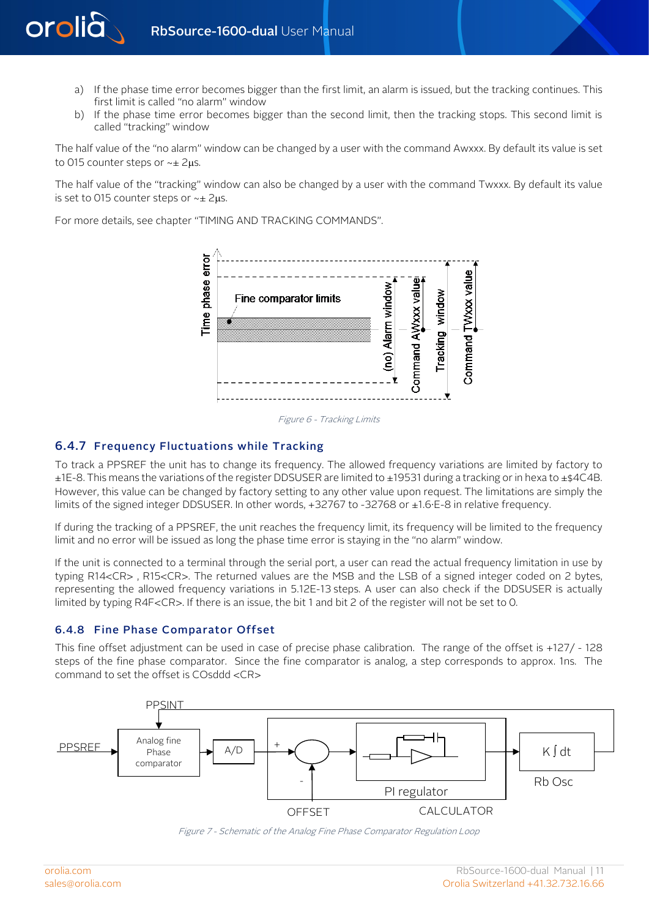a) If the phase time error becomes bigger than the first limit, an alarm is issued, but the tracking continues. This first limit is called "no alarm" window
b) If the phase time error becomes bigger than the second limit, then the tracking stops. This second limit is called "tracking" window

The half value of the "no alarm" window can be changed by a user with the command Awxxx. By default its value is set to 015 counter steps or ~± 2µs.

The half value of the "tracking" window can also be changed by a user with the command Twxxx. By default its value is set to 015 counter steps or ~± 2µs.

For more details, see chapter "TIMING AND TRACKING COMMANDS".

*Figure 6 - Tracking Limits*

### 6.4.7 Frequency Fluctuations while Tracking

To track a PPSREF the unit has to change its frequency. The allowed frequency variations are limited by factory to ±1E-8. This means the variations of the register DDSUSER are limited to ±19531 during a tracking or in hexa to ±$4C4B. However, this value can be changed by factory setting to any other value upon request. The limitations are simply the limits of the signed integer DDSUSER. In other words, +32767 to -32768 or ±1.6·E-8 in relative frequency.

If during the tracking of a PPSREF, the unit reaches the frequency limit, its frequency will be limited to the frequency limit and no error will be issued as long the phase time error is staying in the "no alarm" window.

If the unit is connected to a terminal through the serial port, a user can read the actual frequency limitation in use by typing R14<CR> , R15<CR>. The returned values are the MSB and the LSB of a signed integer coded on 2 bytes, representing the allowed frequency variations in 5.12E-13 steps. A user can also check if the DDSUSER is actually limited by typing R4F<CR>. If there is an issue, the bit 1 and bit 2 of the register will not be set to 0.

### 6.4.8 Fine Phase Comparator Offset

This fine offset adjustment can be used in case of precise phase calibration. The range of the offset is +127/ - 128 steps of the fine phase comparator. Since the fine comparator is analog, a step corresponds to approx. 1ns. The command to set the offset is COsddd <CR>

*Figure 7 - Schematic of the Analog Fine Phase Comparator Regulation Loop*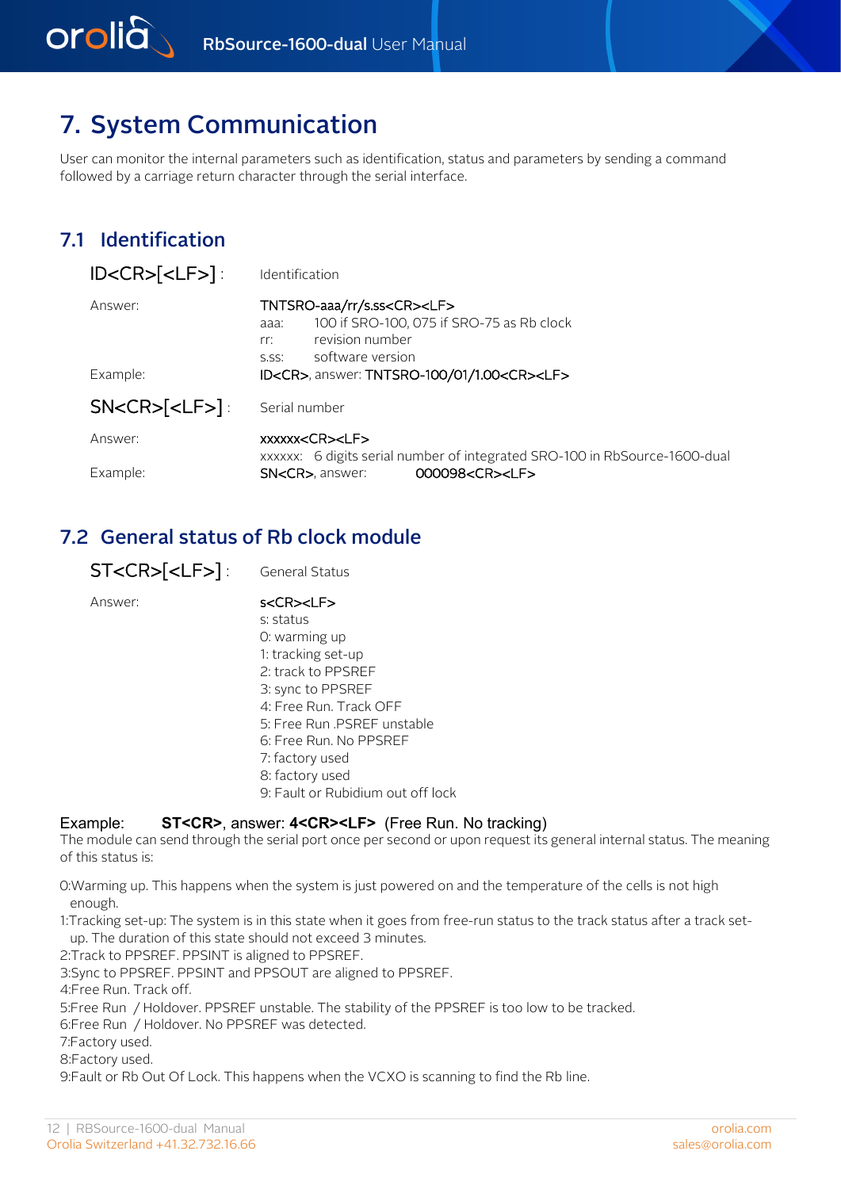# 7. System Communication

User can monitor the internal parameters such as identification, status and parameters by sending a command followed by a carriage return character through the serial interface.

## 7.1 Identification

**ID<CR>[<LF>]** : Identification

Answer: TNTSRO-aaa/rr/s.ss<CR><LF>

- aaa: 100 if SRO-100, 075 if SRO-75 as Rb clock
- rr: revision number
- s.ss: software version

Example: ID<CR>, answer: TNTSRO-100/01/1.00<CR><LF>

**SN<CR>[<LF>]** : Serial number

Answer: xxxxxx<CR><LF>

- xxxxxx: 6 digits serial number of integrated SRO-100 in RbSource-1600-dual

Example: SN<CR>, answer: 000098<CR><LF>

## 7.2 General status of Rb clock module

**ST<CR>[<LF>]** : General Status

Answer: s<CR><LF>

s: status
0: warming up
1: tracking set-up
2: track to PPSREF
3: sync to PPSREF
4: Free Run. Track OFF
5: Free Run .PSREF unstable
6: Free Run. No PPSREF
7: factory used
8: factory used
9: Fault or Rubidium out off lock

Example: **ST<CR>**, answer: **4<CR><LF>** (Free Run. No tracking)

The module can send through the serial port once per second or upon request its general internal status. The meaning of this status is:

0:Warming up. This happens when the system is just powered on and the temperature of the cells is not high enough.
1:Tracking set-up: The system is in this state when it goes from free-run status to the track status after a track set-up. The duration of this state should not exceed 3 minutes.
2:Track to PPSREF. PPSINT is aligned to PPSREF.
3:Sync to PPSREF. PPSINT and PPSOUT are aligned to PPSREF.
4:Free Run. Track off.
5:Free Run / Holdover. PPSREF unstable. The stability of the PPSREF is too low to be tracked.
6:Free Run / Holdover. No PPSREF was detected.
7:Factory used.
8:Factory used.
9:Fault or Rb Out Of Lock. This happens when the VCXO is scanning to find the Rb line.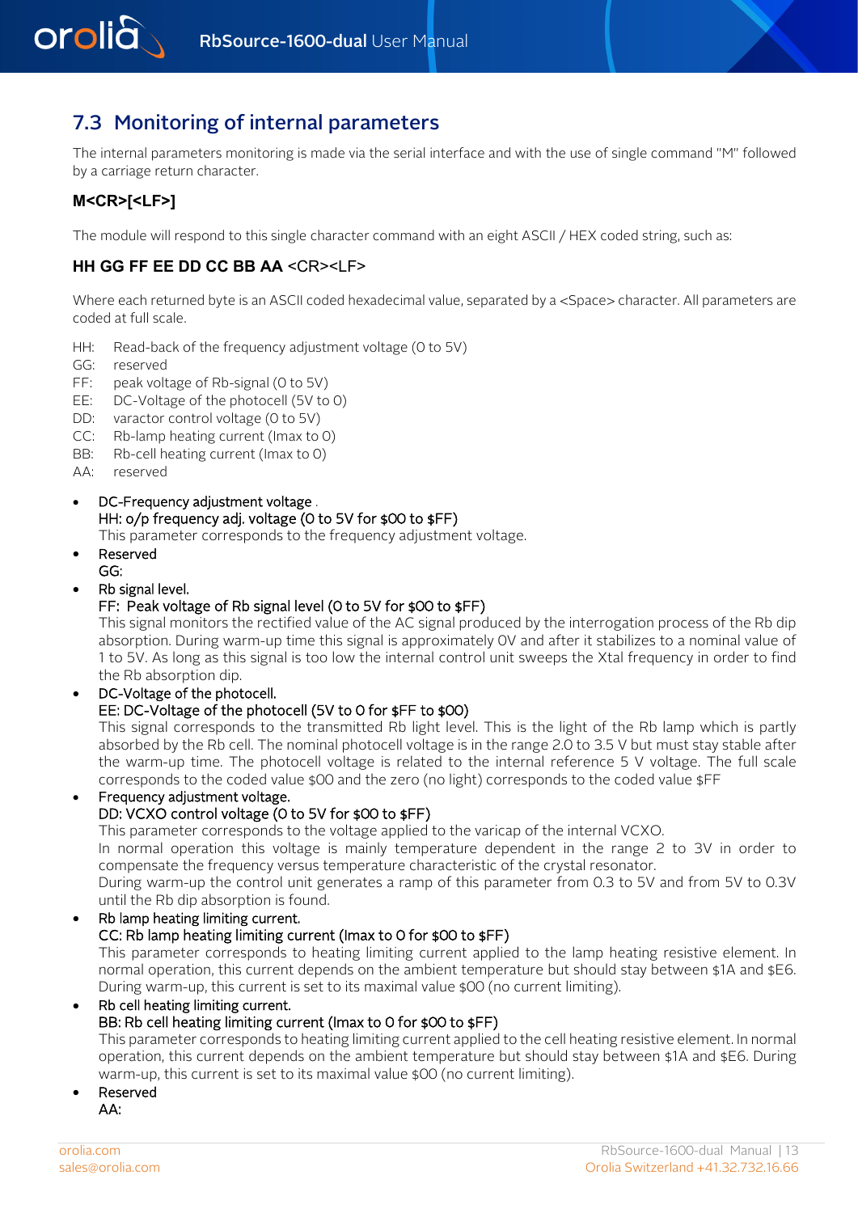## 7.3 Monitoring of internal parameters

The internal parameters monitoring is made via the serial interface and with the use of single command "M" followed by a carriage return character.

**M<CR>[<LF>]**

The module will respond to this single character command with an eight ASCII / HEX coded string, such as:

**HH GG FF EE DD CC BB AA** <CR><LF>

Where each returned byte is an ASCII coded hexadecimal value, separated by a <Space> character. All parameters are coded at full scale.

HH: Read-back of the frequency adjustment voltage (0 to 5V)
GG: reserved
FF: peak voltage of Rb-signal (0 to 5V)
EE: DC-Voltage of the photocell (5V to 0)
DD: varactor control voltage (0 to 5V)
CC: Rb-lamp heating current (Imax to 0)
BB: Rb-cell heating current (Imax to 0)
AA: reserved

- DC-Frequency adjustment voltage .
  HH: o/p frequency adj. voltage (0 to 5V for $00 to $FF)
  This parameter corresponds to the frequency adjustment voltage.
- Reserved
  GG:
- Rb signal level.
  FF: Peak voltage of Rb signal level (0 to 5V for $00 to $FF)
  This signal monitors the rectified value of the AC signal produced by the interrogation process of the Rb dip absorption. During warm-up time this signal is approximately 0V and after it stabilizes to a nominal value of 1 to 5V. As long as this signal is too low the internal control unit sweeps the Xtal frequency in order to find the Rb absorption dip.
- DC-Voltage of the photocell.
  EE: DC-Voltage of the photocell (5V to 0 for $FF to $00)
  This signal corresponds to the transmitted Rb light level. This is the light of the Rb lamp which is partly absorbed by the Rb cell. The nominal photocell voltage is in the range 2.0 to 3.5 V but must stay stable after the warm-up time. The photocell voltage is related to the internal reference 5 V voltage. The full scale corresponds to the coded value $00 and the zero (no light) corresponds to the coded value $FF
- Frequency adjustment voltage.
  DD: VCXO control voltage (0 to 5V for $00 to $FF)
  This parameter corresponds to the voltage applied to the varicap of the internal VCXO.
  In normal operation this voltage is mainly temperature dependent in the range 2 to 3V in order to compensate the frequency versus temperature characteristic of the crystal resonator.
  During warm-up the control unit generates a ramp of this parameter from 0.3 to 5V and from 5V to 0.3V until the Rb dip absorption is found.
- Rb lamp heating limiting current.
  CC: Rb lamp heating limiting current (Imax to 0 for $00 to $FF)
  This parameter corresponds to heating limiting current applied to the lamp heating resistive element. In normal operation, this current depends on the ambient temperature but should stay between $1A and $E6. During warm-up, this current is set to its maximal value $00 (no current limiting).
- Rb cell heating limiting current.
  BB: Rb cell heating limiting current (Imax to 0 for $00 to $FF)
  This parameter corresponds to heating limiting current applied to the cell heating resistive element. In normal operation, this current depends on the ambient temperature but should stay between $1A and $E6. During warm-up, this current is set to its maximal value $00 (no current limiting).
- Reserved
  AA: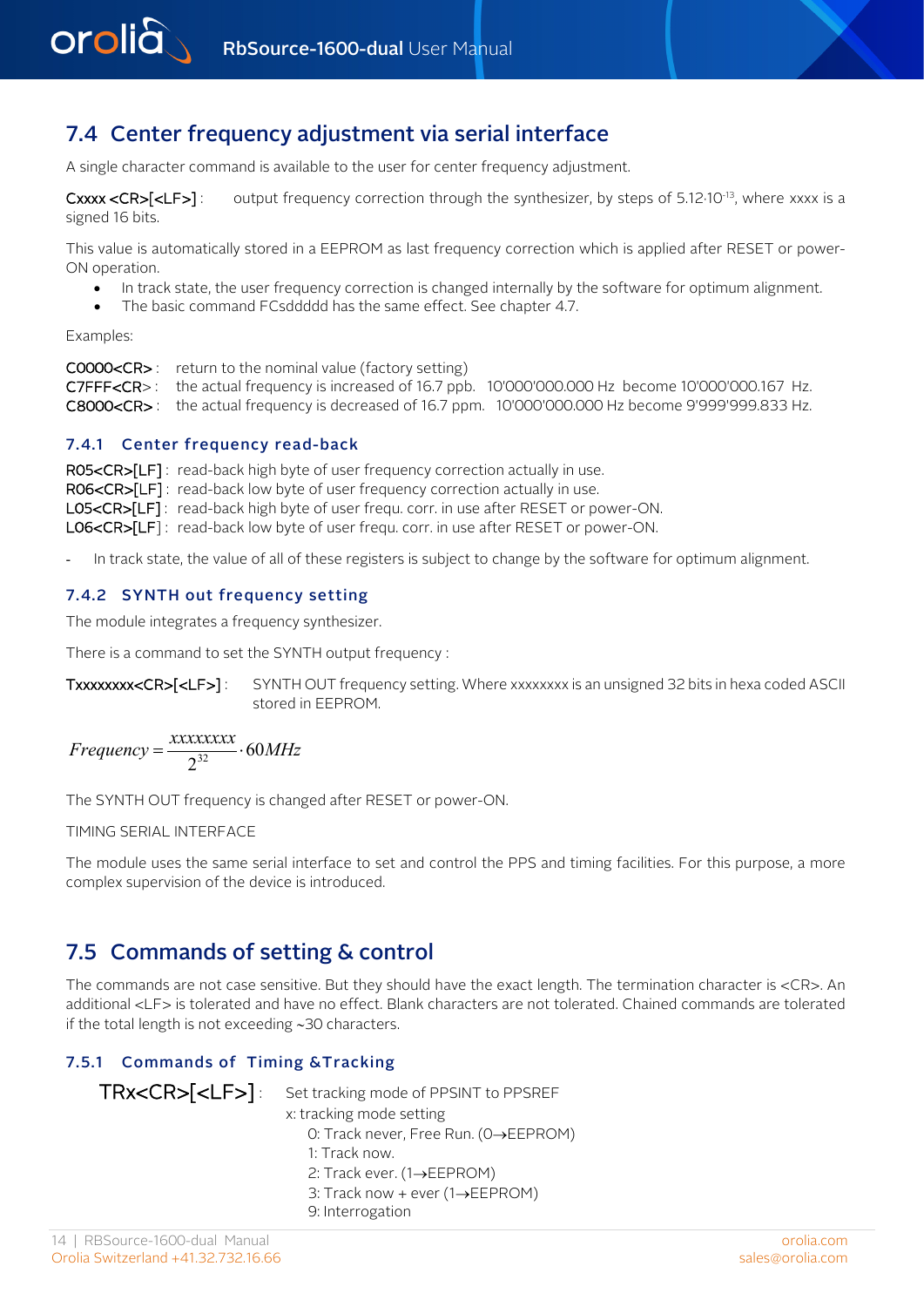## 7.4 Center frequency adjustment via serial interface

A single character command is available to the user for center frequency adjustment.

**Cxxxx <CR>[<LF>]** : output frequency correction through the synthesizer, by steps of $5.12 \cdot 10^{-13}$, where xxxx is a signed 16 bits.

This value is automatically stored in a EEPROM as last frequency correction which is applied after RESET or power-ON operation.

- In track state, the user frequency correction is changed internally by the software for optimum alignment.
- The basic command FCsddddd has the same effect. See chapter 4.7.

Examples:

**C0000<CR>** : return to the nominal value (factory setting)
**C7FFF<CR>** : the actual frequency is increased of 16.7 ppb. 10'000'000.000 Hz become 10'000'000.167 Hz.
**C8000<CR>** : the actual frequency is decreased of 16.7 ppm. 10'000'000.000 Hz become 9'999'999.833 Hz.

### 7.4.1 Center frequency read-back

**R05<CR>[LF]** : read-back high byte of user frequency correction actually in use.
**R06<CR>[LF]** : read-back low byte of user frequency correction actually in use.
**L05<CR>[LF]** : read-back high byte of user frequ. corr. in use after RESET or power-ON.
**L06<CR>[LF]** : read-back low byte of user frequ. corr. in use after RESET or power-ON.

- In track state, the value of all of these registers is subject to change by the software for optimum alignment.

### 7.4.2 SYNTH out frequency setting

The module integrates a frequency synthesizer.

There is a command to set the SYNTH output frequency :

**Txxxxxxxx<CR>[<LF>]** : SYNTH OUT frequency setting. Where xxxxxxxx is an unsigned 32 bits in hexa coded ASCII stored in EEPROM.

$$Frequency = \frac{xxxxxxxx}{2^{32}} \cdot 60MHz$$

The SYNTH OUT frequency is changed after RESET or power-ON.

TIMING SERIAL INTERFACE

The module uses the same serial interface to set and control the PPS and timing facilities. For this purpose, a more complex supervision of the device is introduced.

## 7.5 Commands of setting & control

The commands are not case sensitive. But they should have the exact length. The termination character is <CR>. An additional <LF> is tolerated and have no effect. Blank characters are not tolerated. Chained commands are tolerated if the total length is not exceeding ~30 characters.

### 7.5.1 Commands of Timing &Tracking

**TRx<CR>[<LF>]** : Set tracking mode of PPSINT to PPSREF
x: tracking mode setting
- 0: Track never, Free Run. (0→EEPROM)
- 1: Track now.
- 2: Track ever. (1→EEPROM)
- 3: Track now + ever (1→EEPROM)
- 9: Interrogation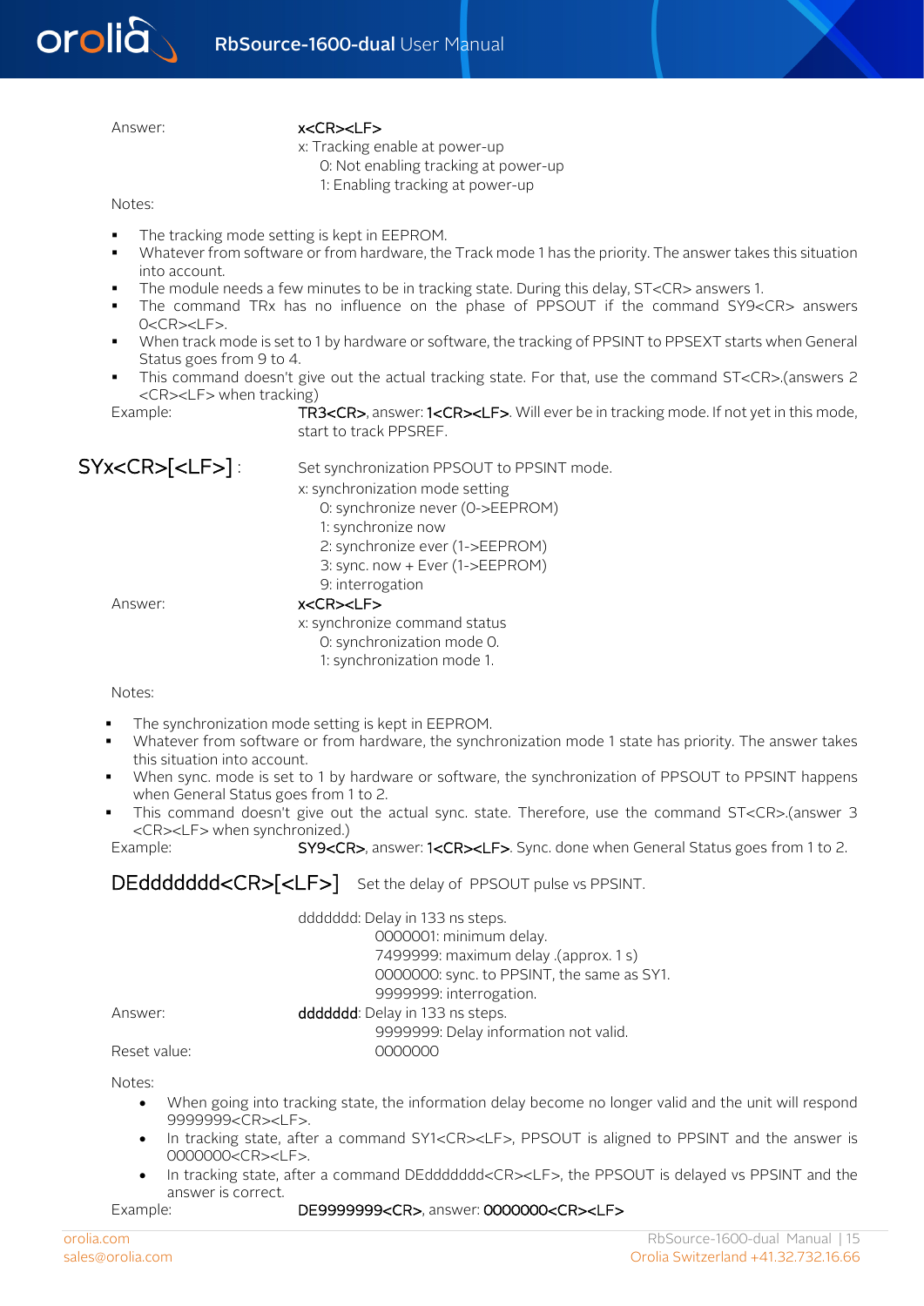Answer: **x<CR><LF>**

x: Tracking enable at power-up

- 0: Not enabling tracking at power-up
- 1: Enabling tracking at power-up

Notes:

- The tracking mode setting is kept in EEPROM.
- Whatever from software or from hardware, the Track mode 1 has the priority. The answer takes this situation into account.
- The module needs a few minutes to be in tracking state. During this delay, ST<CR> answers 1.
- The command TRx has no influence on the phase of PPSOUT if the command SY9<CR> answers 0<CR><LF>.
- When track mode is set to 1 by hardware or software, the tracking of PPSINT to PPSEXT starts when General Status goes from 9 to 4.
- This command doesn't give out the actual tracking state. For that, use the command ST<CR>.(answers 2 <CR><LF> when tracking)

Example: **TR3<CR>**, answer: **1<CR><LF>**. Will ever be in tracking mode. If not yet in this mode, start to track PPSREF.

## SYx<CR>[<LF>] :

Set synchronization PPSOUT to PPSINT mode.

x: synchronization mode setting

- 0: synchronize never (0->EEPROM)
- 1: synchronize now
- 2: synchronize ever (1->EEPROM)
- 3: sync. now + Ever (1->EEPROM)
- 9: interrogation

Answer: **x<CR><LF>**

x: synchronize command status

- 0: synchronization mode 0.
- 1: synchronization mode 1.

Notes:

- The synchronization mode setting is kept in EEPROM.
- Whatever from software or from hardware, the synchronization mode 1 state has priority. The answer takes this situation into account.
- When sync. mode is set to 1 by hardware or software, the synchronization of PPSOUT to PPSINT happens when General Status goes from 1 to 2.
- This command doesn't give out the actual sync. state. Therefore, use the command ST<CR>.(answer 3 <CR><LF> when synchronized.)

Example: **SY9<CR>**, answer: **1<CR><LF>**. Sync. done when General Status goes from 1 to 2.

## DEddddddd<CR>[<LF>]

Set the delay of PPSOUT pulse vs PPSINT.

ddddddd: Delay in 133 ns steps.

- 0000001: minimum delay.
- 7499999: maximum delay .(approx. 1 s)
- 0000000: sync. to PPSINT, the same as SY1.
- 9999999: interrogation.

Answer: **ddddddd**: Delay in 133 ns steps.

- 9999999: Delay information not valid.

Reset value: 0000000

Notes:

- When going into tracking state, the information delay become no longer valid and the unit will respond 9999999<CR><LF>.
- In tracking state, after a command SY1<CR><LF>, PPSOUT is aligned to PPSINT and the answer is 0000000<CR><LF>.
- In tracking state, after a command DEddddddd<CR><LF>, the PPSOUT is delayed vs PPSINT and the answer is correct.

Example: **DE9999999<CR>**, answer: **0000000<CR><LF>**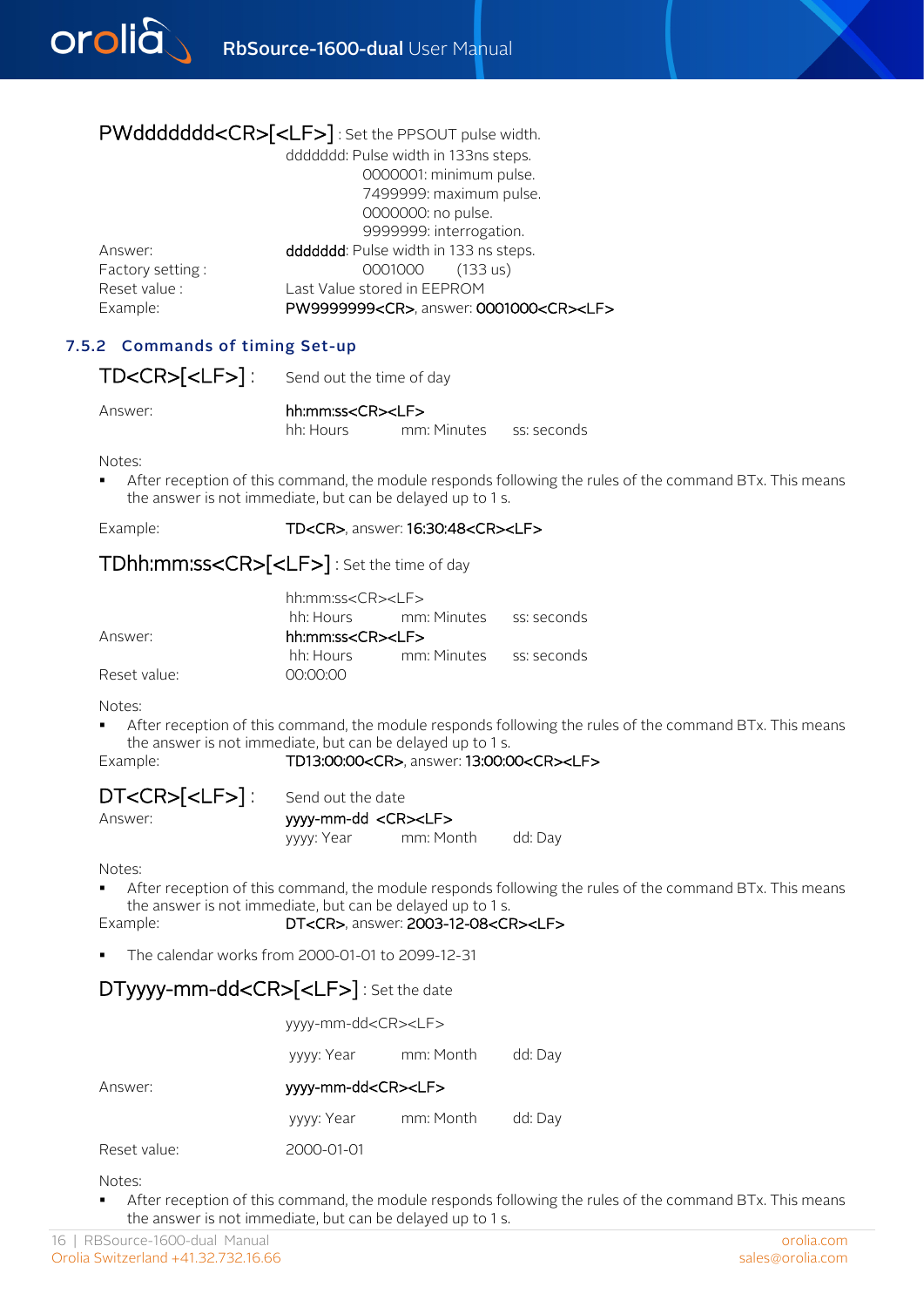**PWddddddd<CR>[<LF>]** : Set the PPSOUT pulse width.

| | |
|---|---|
| | ddddddd: Pulse width in 133ns steps. |
| | 0000001: minimum pulse. |
| | 7499999: maximum pulse. |
| | 0000000: no pulse. |
| | 9999999: interrogation. |
| Answer: | **ddddddd**: Pulse width in 133 ns steps. |
| Factory setting : | 0001000 (133 us) |
| Reset value : | Last Value stored in EEPROM |
| Example: | **PW9999999<CR>**, answer: **0001000<CR><LF>** |

### 7.5.2 Commands of timing Set-up

**TD<CR>[<LF>]** : Send out the time of day

Answer: **hh:mm:ss<CR><LF>**
hh: Hours mm: Minutes ss: seconds

Notes:

- After reception of this command, the module responds following the rules of the command BTx. This means the answer is not immediate, but can be delayed up to 1 s.

Example: **TD<CR>**, answer: **16:30:48<CR><LF>**

**TDhh:mm:ss<CR>[<LF>]** : Set the time of day

hh:mm:ss<CR><LF>
hh: Hours mm: Minutes ss: seconds

Answer: **hh:mm:ss<CR><LF>**
hh: Hours mm: Minutes ss: seconds

Reset value: 00:00:00

Notes:

- After reception of this command, the module responds following the rules of the command BTx. This means the answer is not immediate, but can be delayed up to 1 s.

Example: **TD13:00:00<CR>**, answer: **13:00:00<CR><LF>**

**DT<CR>[<LF>]** : Send out the date

Answer: **yyyy-mm-dd <CR><LF>**
yyyy: Year mm: Month dd: Day

Notes:

- After reception of this command, the module responds following the rules of the command BTx. This means the answer is not immediate, but can be delayed up to 1 s.

Example: **DT<CR>**, answer: **2003-12-08<CR><LF>**

- The calendar works from 2000-01-01 to 2099-12-31

**DTyyyy-mm-dd<CR>[<LF>]** : Set the date

yyyy-mm-dd<CR><LF>

yyyy: Year mm: Month dd: Day

Answer: **yyyy-mm-dd<CR><LF>**

yyyy: Year mm: Month dd: Day

Reset value: 2000-01-01

Notes:

- After reception of this command, the module responds following the rules of the command BTx. This means the answer is not immediate, but can be delayed up to 1 s.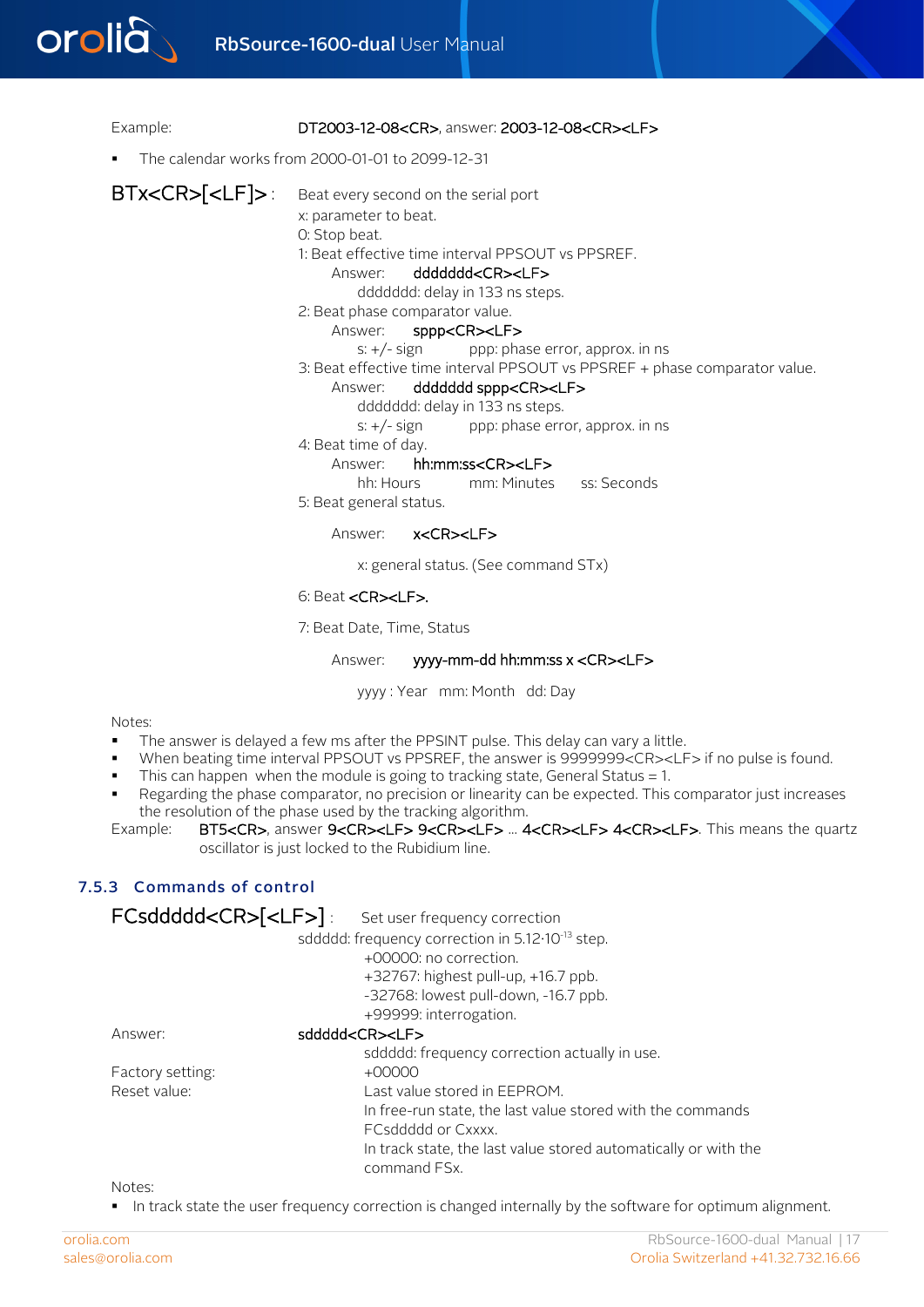Example: DT2003-12-08<CR>, answer: 2003-12-08<CR><LF>

- The calendar works from 2000-01-01 to 2099-12-31

**BTx<CR>[<LF>] :** Beat every second on the serial port

x: parameter to beat.

0: Stop beat.

1: Beat effective time interval PPSOUT vs PPSREF.

  Answer: ddddddd<CR><LF>

    ddddddd: delay in 133 ns steps.

2: Beat phase comparator value.

  Answer: sppp<CR><LF>

    s: +/- sign   ppp: phase error, approx. in ns

3: Beat effective time interval PPSOUT vs PPSREF + phase comparator value.

  Answer: ddddddd sppp<CR><LF>

    ddddddd: delay in 133 ns steps.

    s: +/- sign   ppp: phase error, approx. in ns

4: Beat time of day.

  Answer: hh:mm:ss<CR><LF>

    hh: Hours   mm: Minutes   ss: Seconds

5: Beat general status.

  Answer: x<CR><LF>

    x: general status. (See command STx)

6: Beat <CR><LF>.

7: Beat Date, Time, Status

  Answer: yyyy-mm-dd hh:mm:ss x <CR><LF>

    yyyy : Year   mm: Month   dd: Day

Notes:

- The answer is delayed a few ms after the PPSINT pulse. This delay can vary a little.
- When beating time interval PPSOUT vs PPSREF, the answer is 9999999<CR><LF> if no pulse is found.
- This can happen when the module is going to tracking state, General Status = 1.
- Regarding the phase comparator, no precision or linearity can be expected. This comparator just increases the resolution of the phase used by the tracking algorithm.

Example: BT5<CR>, answer 9<CR><LF> 9<CR><LF> … 4<CR><LF> 4<CR><LF>. This means the quartz oscillator is just locked to the Rubidium line.

### 7.5.3 Commands of control

**FCsddddd<CR>[<LF>] :** Set user frequency correction

sddddd: frequency correction in $5.12 \cdot 10^{-13}$ step.

  +00000: no correction.

  +32767: highest pull-up, +16.7 ppb.

  -32768: lowest pull-down, -16.7 ppb.

  +99999: interrogation.

Answer: sddddd<CR><LF>

  sddddd: frequency correction actually in use.

Factory setting: +00000

Reset value: Last value stored in EEPROM.

  In free-run state, the last value stored with the commands FCsddddd or Cxxxx.

  In track state, the last value stored automatically or with the command FSx.

Notes:

- In track state the user frequency correction is changed internally by the software for optimum alignment.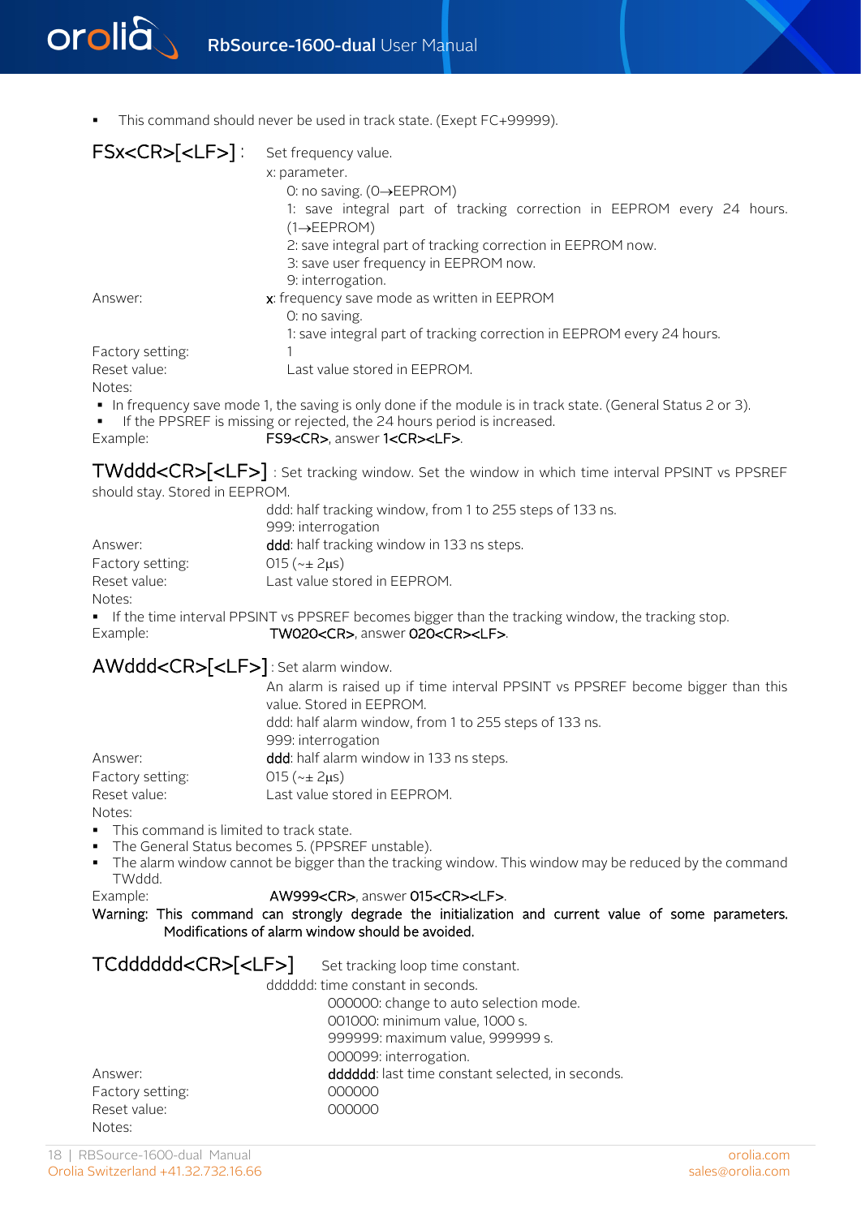- This command should never be used in track state. (Exept FC+99999).

### FSx<CR>[<LF>] :

Set frequency value.

x: parameter.

- 0: no saving. (0→EEPROM)
- 1: save integral part of tracking correction in EEPROM every 24 hours. (1→EEPROM)
- 2: save integral part of tracking correction in EEPROM now.
- 3: save user frequency in EEPROM now.
- 9: interrogation.

Answer: **x**: frequency save mode as written in EEPROM

- 0: no saving.
- 1: save integral part of tracking correction in EEPROM every 24 hours.

Factory setting: 1

Reset value: Last value stored in EEPROM.

Notes:

- In frequency save mode 1, the saving is only done if the module is in track state. (General Status 2 or 3).
- If the PPSREF is missing or rejected, the 24 hours period is increased.

Example: FS9<CR>, answer **1<CR><LF>**.

### TWddd<CR>[<LF>]

: Set tracking window. Set the window in which time interval PPSINT vs PPSREF should stay. Stored in EEPROM.

ddd: half tracking window, from 1 to 255 steps of 133 ns.

999: interrogation

Answer: **ddd**: half tracking window in 133 ns steps.

Factory setting: 015 (~± 2µs)

Reset value: Last value stored in EEPROM.

Notes:

- If the time interval PPSINT vs PPSREF becomes bigger than the tracking window, the tracking stop.

Example: TW020<CR>, answer **020<CR><LF>**.

### AWddd<CR>[<LF>]

: Set alarm window.

An alarm is raised up if time interval PPSINT vs PPSREF become bigger than this value. Stored in EEPROM.

ddd: half alarm window, from 1 to 255 steps of 133 ns.

999: interrogation

Answer: **ddd**: half alarm window in 133 ns steps.

Factory setting: 015 (~± 2µs)

Reset value: Last value stored in EEPROM.

Notes:

- This command is limited to track state.
- The General Status becomes 5. (PPSREF unstable).
- The alarm window cannot be bigger than the tracking window. This window may be reduced by the command TWddd.

Example: AW999<CR>, answer **015<CR><LF>**.

**Warning: This command can strongly degrade the initialization and current value of some parameters. Modifications of alarm window should be avoided.**

### TCdddddd<CR>[<LF>]

Set tracking loop time constant.

dddddd: time constant in seconds.

- 000000: change to auto selection mode.
- 001000: minimum value, 1000 s.
- 999999: maximum value, 999999 s.
- 000099: interrogation.

Answer: **dddddd**: last time constant selected, in seconds.

Factory setting: 000000

Reset value: 000000

Notes: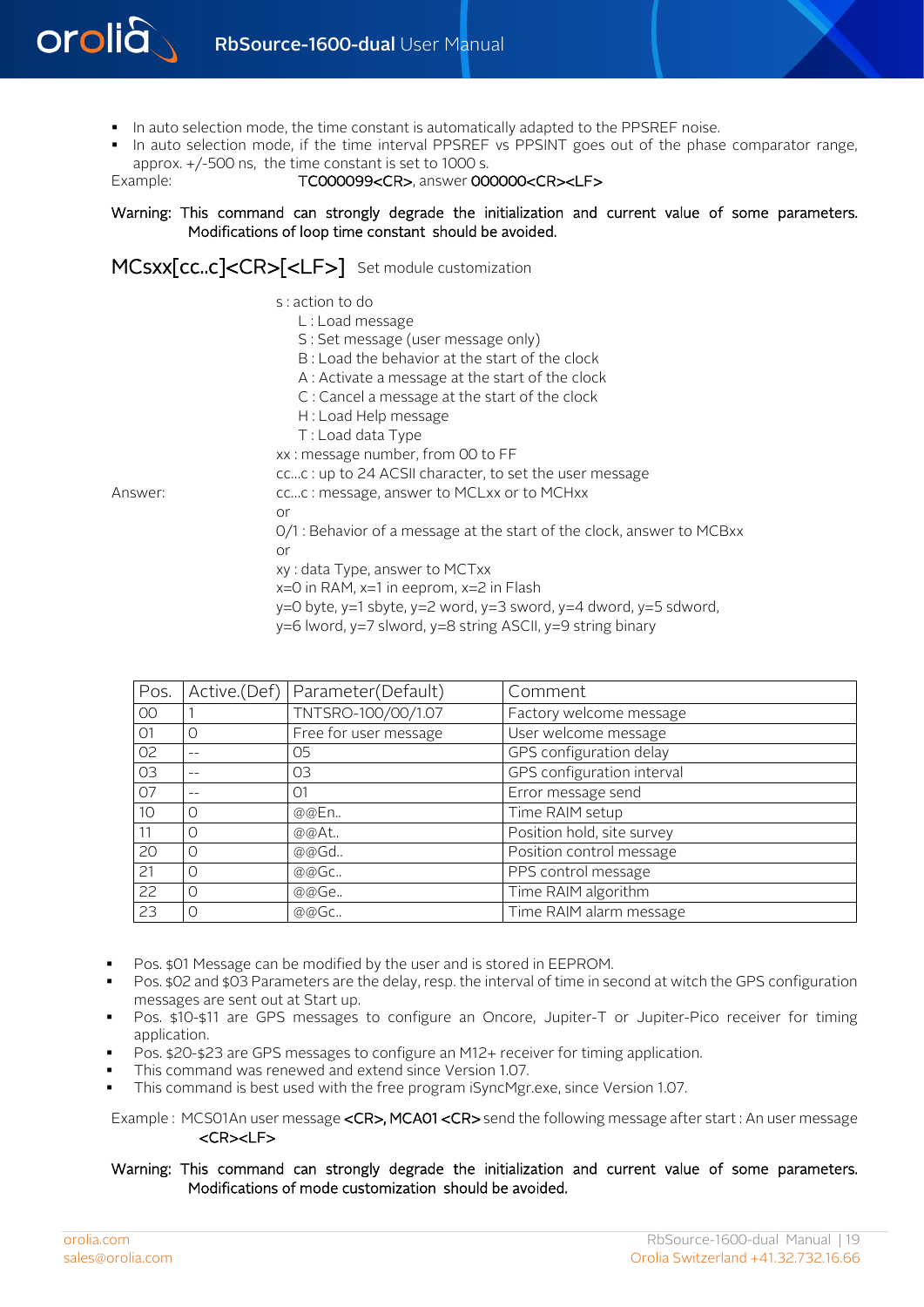- In auto selection mode, the time constant is automatically adapted to the PPSREF noise.
- In auto selection mode, if the time interval PPSREF vs PPSINT goes out of the phase comparator range, approx. +/-500 ns, the time constant is set to 1000 s.

Example: TC000099<CR>, answer 000000<CR><LF>

Warning: This command can strongly degrade the initialization and current value of some parameters. Modifications of loop time constant should be avoided.

## MCsxx[cc..c]<CR>[<LF>] Set module customization

s : action to do
- L : Load message
- S : Set message (user message only)
- B : Load the behavior at the start of the clock
- A : Activate a message at the start of the clock
- C : Cancel a message at the start of the clock
- H : Load Help message
- T : Load data Type

xx : message number, from 00 to FF

cc...c : up to 24 ACSII character, to set the user message

Answer: cc...c : message, answer to MCLxx or to MCHxx

or

0/1 : Behavior of a message at the start of the clock, answer to MCBxx

or

xy : data Type, answer to MCTxx

x=0 in RAM, x=1 in eeprom, x=2 in Flash

y=0 byte, y=1 sbyte, y=2 word, y=3 sword, y=4 dword, y=5 sdword, y=6 lword, y=7 slword, y=8 string ASCII, y=9 string binary

| Pos. | Active.(Def) | Parameter(Default) | Comment |
|---|---|---|---|
| 00 | 1 | TNTSRO-100/00/1.07 | Factory welcome message |
| 01 | 0 | Free for user message | User welcome message |
| 02 | -- | 05 | GPS configuration delay |
| 03 | -- | 03 | GPS configuration interval |
| 07 | -- | 01 | Error message send |
| 10 | 0 | @@En.. | Time RAIM setup |
| 11 | 0 | @@At.. | Position hold, site survey |
| 20 | 0 | @@Gd.. | Position control message |
| 21 | 0 | @@Gc.. | PPS control message |
| 22 | 0 | @@Ge.. | Time RAIM algorithm |
| 23 | 0 | @@Gc.. | Time RAIM alarm message |

- Pos. $01 Message can be modified by the user and is stored in EEPROM.
- Pos. $02 and $03 Parameters are the delay, resp. the interval of time in second at witch the GPS configuration messages are sent out at Start up.
- Pos. $10-$11 are GPS messages to configure an Oncore, Jupiter-T or Jupiter-Pico receiver for timing application.
- Pos. $20-$23 are GPS messages to configure an M12+ receiver for timing application.
- This command was renewed and extend since Version 1.07.
- This command is best used with the free program iSyncMgr.exe, since Version 1.07.

Example : MCS01An user message <CR>, MCA01 <CR> send the following message after start : An user message <CR><LF>

Warning: This command can strongly degrade the initialization and current value of some parameters. Modifications of mode customization should be avoided.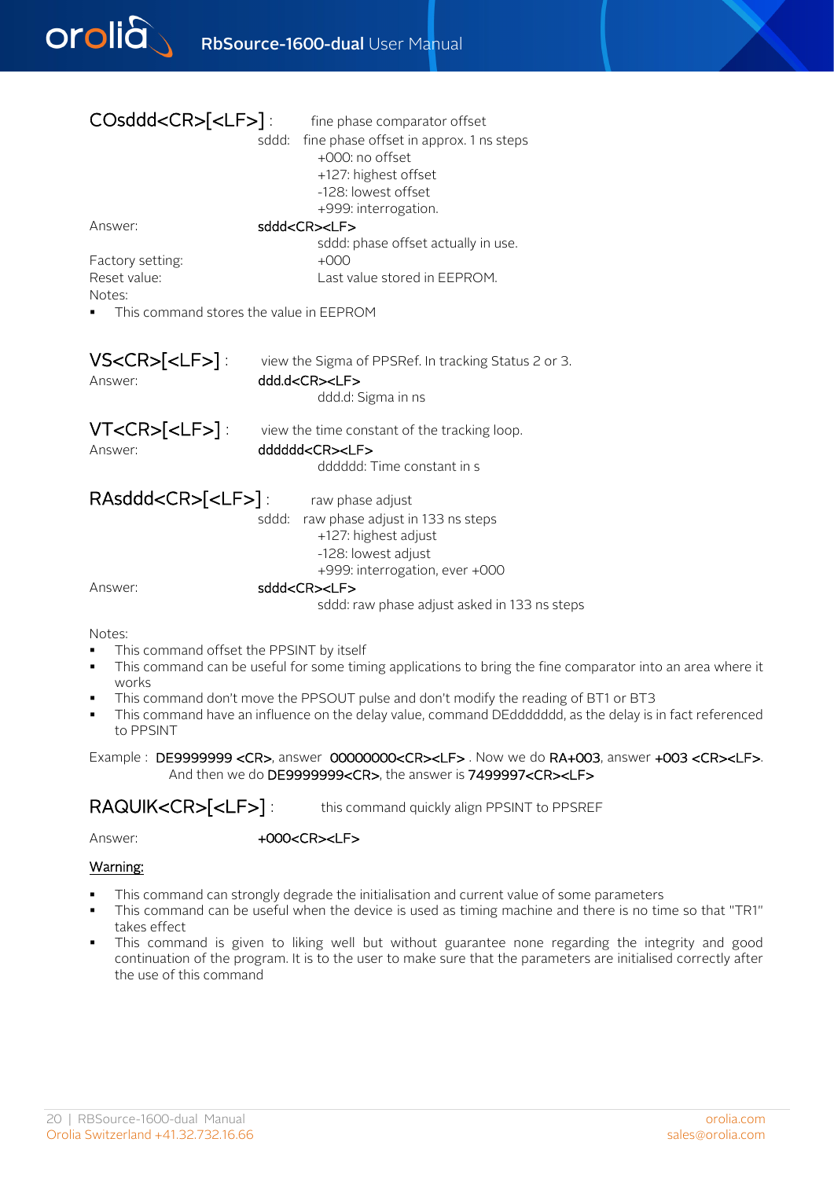**COsddd<CR>[<LF>]** : fine phase comparator offset

sddd: fine phase offset in approx. 1 ns steps
- +000: no offset
- +127: highest offset
- -128: lowest offset
- +999: interrogation.

Answer: sddd<CR><LF>
sddd: phase offset actually in use.

Factory setting: +000
Reset value: Last value stored in EEPROM.

Notes:
- This command stores the value in EEPROM

**VS<CR>[<LF>]** : view the Sigma of PPSRef. In tracking Status 2 or 3.

Answer: ddd.d<CR><LF>
ddd.d: Sigma in ns

**VT<CR>[<LF>]** : view the time constant of the tracking loop.

Answer: dddddd<CR><LF>
dddddd: Time constant in s

**RAsddd<CR>[<LF>]** : raw phase adjust

sddd: raw phase adjust in 133 ns steps
- +127: highest adjust
- -128: lowest adjust
- +999: interrogation, ever +000

Answer: sddd<CR><LF>
sddd: raw phase adjust asked in 133 ns steps

Notes:
- This command offset the PPSINT by itself
- This command can be useful for some timing applications to bring the fine comparator into an area where it works
- This command don't move the PPSOUT pulse and don't modify the reading of BT1 or BT3
- This command have an influence on the delay value, command DEddddddd, as the delay is in fact referenced to PPSINT

Example : DE9999999 <CR>, answer 00000000<CR><LF> . Now we do RA+003, answer +003 <CR><LF>. And then we do DE9999999<CR>, the answer is 7499997<CR><LF>

**RAQUIK<CR>[<LF>]** : this command quickly align PPSINT to PPSREF

Answer: +000<CR><LF>

Warning:

- This command can strongly degrade the initialisation and current value of some parameters
- This command can be useful when the device is used as timing machine and there is no time so that "TR1" takes effect
- This command is given to liking well but without guarantee none regarding the integrity and good continuation of the program. It is to the user to make sure that the parameters are initialised correctly after the use of this command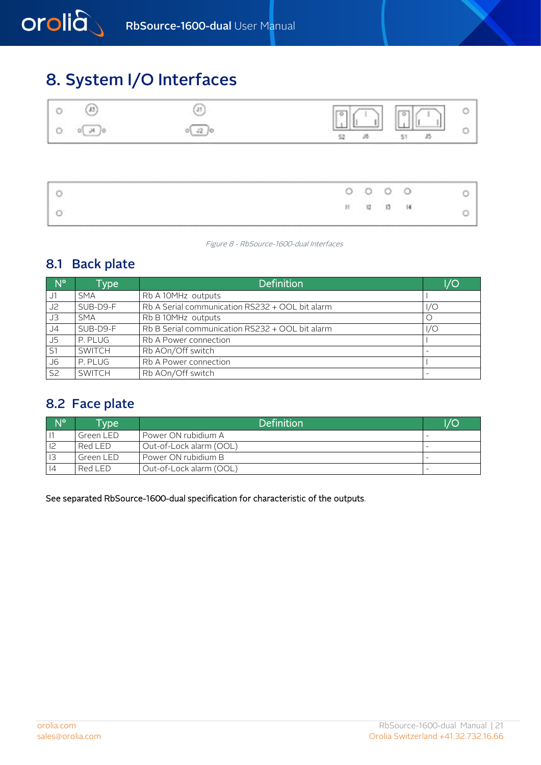# 8. System I/O Interfaces

*Figure 8 - RbSource-1600-dual Interfaces*

## 8.1 Back plate

| N° | Type | Definition | I/O |
|---|---|---|---|
| J1 | SMA | Rb A 10MHz outputs | I |
| J2 | SUB-D9-F | Rb A Serial communication RS232 + OOL bit alarm | I/O |
| J3 | SMA | Rb B 10MHz outputs | O |
| J4 | SUB-D9-F | Rb B Serial communication RS232 + OOL bit alarm | I/O |
| J5 | P. PLUG | Rb A Power connection | I |
| S1 | SWITCH | Rb AOn/Off switch | - |
| J6 | P. PLUG | Rb A Power connection | I |
| S2 | SWITCH | Rb AOn/Off switch | - |

## 8.2 Face plate

| N° | Type | Definition | I/O |
|---|---|---|---|
| I1 | Green LED | Power ON rubidium A | - |
| I2 | Red LED | Out-of-Lock alarm (OOL) | - |
| I3 | Green LED | Power ON rubidium B | - |
| I4 | Red LED | Out-of-Lock alarm (OOL) | - |

See separated RbSource-1600-dual specification for characteristic of the outputs.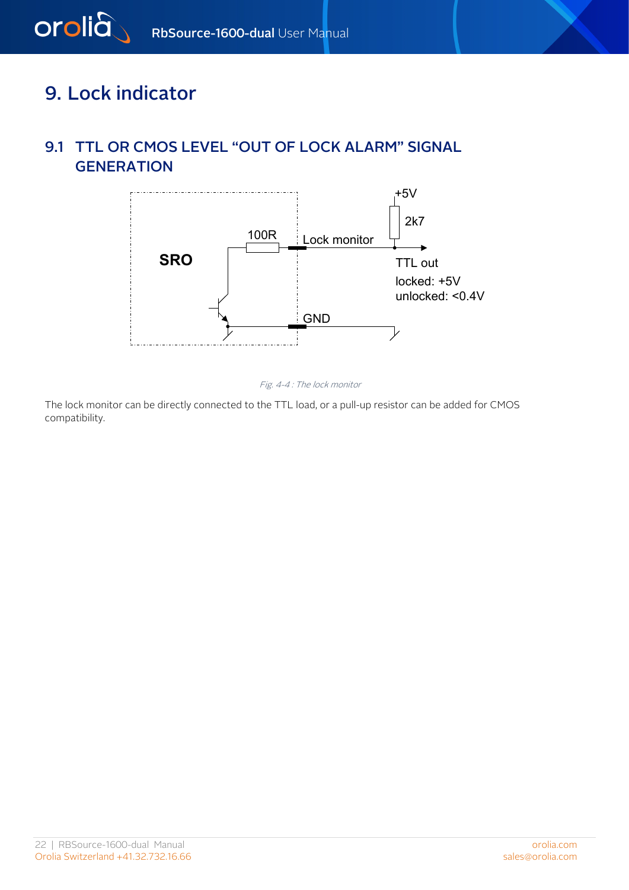# 9. Lock indicator

## 9.1 TTL OR CMOS LEVEL “OUT OF LOCK ALARM” SIGNAL GENERATION

*Fig. 4-4 : The lock monitor*

The lock monitor can be directly connected to the TTL load, or a pull-up resistor can be added for CMOS compatibility.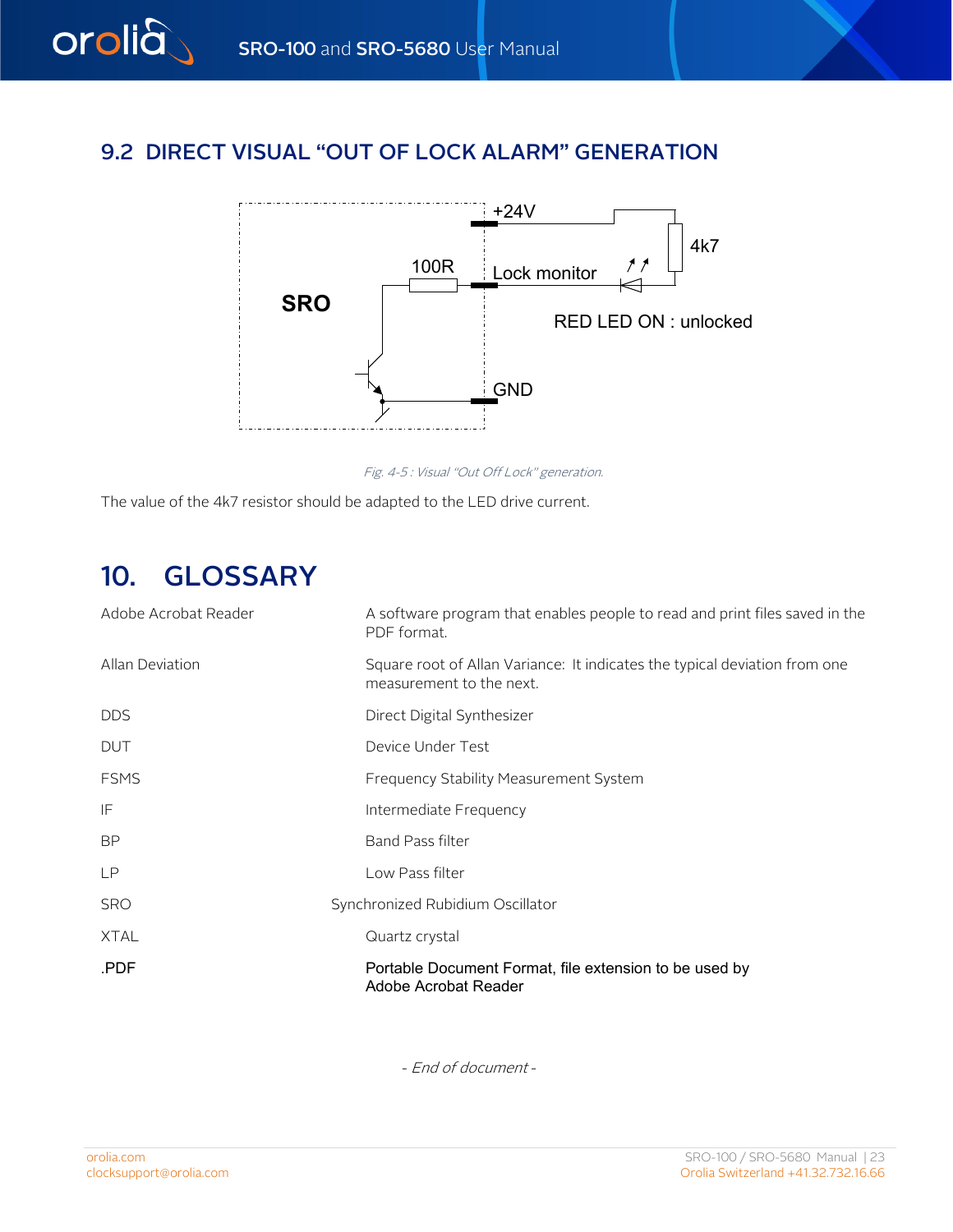## 9.2 DIRECT VISUAL “OUT OF LOCK ALARM” GENERATION

+24V

4k7

100R

Lock monitor

SRO

RED LED ON : unlocked

GND

*Fig. 4-5 : Visual “Out Off Lock” generation.*

The value of the 4k7 resistor should be adapted to the LED drive current.

# 10. GLOSSARY

| | |
|---|---|
| Adobe Acrobat Reader | A software program that enables people to read and print files saved in the PDF format. |
| Allan Deviation | Square root of Allan Variance: It indicates the typical deviation from one measurement to the next. |
| DDS | Direct Digital Synthesizer |
| DUT | Device Under Test |
| FSMS | Frequency Stability Measurement System |
| IF | Intermediate Frequency |
| BP | Band Pass filter |
| LP | Low Pass filter |
| SRO | Synchronized Rubidium Oscillator |
| XTAL | Quartz crystal |
| .PDF | Portable Document Format, file extension to be used by Adobe Acrobat Reader |

*- End of document -*